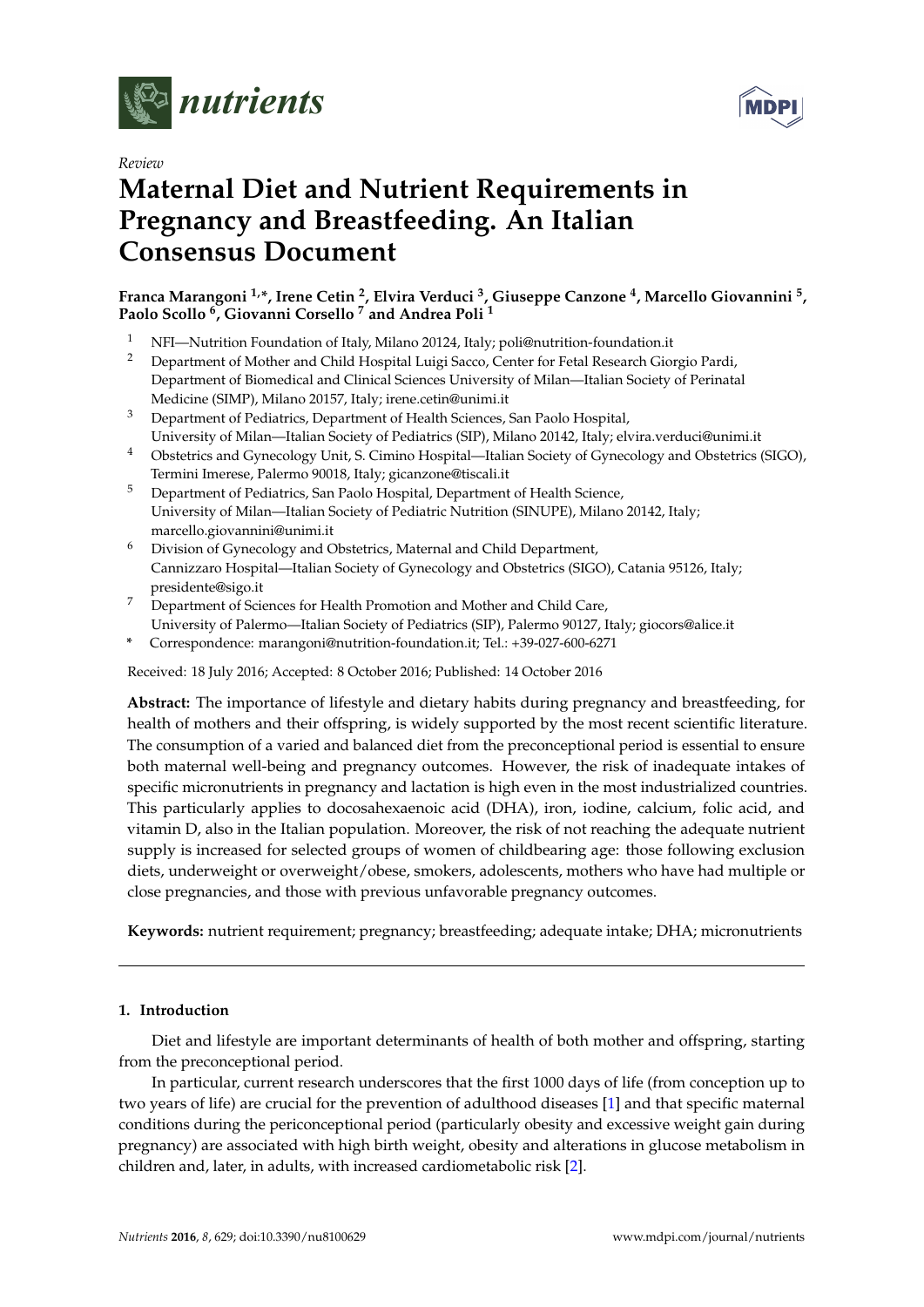*Review*

# Maternal Diet and Nutrient Requirements in Pregnancy and Breastfeeding. An Italian Consensus Document

**Franca Marangoni [1,*], Irene Cetin [2], Elvira Verduci [3], Giuseppe Canzone [4], Marcello Giovannini [5], Paolo Scollo [6], Giovanni Corsello [7] and Andrea Poli [1]**

1. NFI—Nutrition Foundation of Italy, Milano 20124, Italy; poli@nutrition-foundation.it
2. Department of Mother and Child Hospital Luigi Sacco, Center for Fetal Research Giorgio Pardi, Department of Biomedical and Clinical Sciences University of Milan—Italian Society of Perinatal Medicine (SIMP), Milano 20157, Italy; irene.cetin@unimi.it
3. Department of Pediatrics, Department of Health Sciences, San Paolo Hospital, University of Milan—Italian Society of Pediatrics (SIP), Milano 20142, Italy; elvira.verduci@unimi.it
4. Obstetrics and Gynecology Unit, S. Cimino Hospital—Italian Society of Gynecology and Obstetrics (SIGO), Termini Imerese, Palermo 90018, Italy; gicanzone@tiscali.it
5. Department of Pediatrics, San Paolo Hospital, Department of Health Science, University of Milan—Italian Society of Pediatric Nutrition (SINUPE), Milano 20142, Italy; marcello.giovannini@unimi.it
6. Division of Gynecology and Obstetrics, Maternal and Child Department, Cannizzaro Hospital—Italian Society of Gynecology and Obstetrics (SIGO), Catania 95126, Italy; presidente@sigo.it
7. Department of Sciences for Health Promotion and Mother and Child Care, University of Palermo—Italian Society of Pediatrics (SIP), Palermo 90127, Italy; giocors@alice.it

\* Correspondence: marangoni@nutrition-foundation.it; Tel.: +39-027-600-6271

Received: 18 July 2016; Accepted: 8 October 2016; Published: 14 October 2016

**Abstract:** The importance of lifestyle and dietary habits during pregnancy and breastfeeding, for health of mothers and their offspring, is widely supported by the most recent scientific literature. The consumption of a varied and balanced diet from the preconceptional period is essential to ensure both maternal well-being and pregnancy outcomes. However, the risk of inadequate intakes of specific micronutrients in pregnancy and lactation is high even in the most industrialized countries. This particularly applies to docosahexaenoic acid (DHA), iron, iodine, calcium, folic acid, and vitamin D, also in the Italian population. Moreover, the risk of not reaching the adequate nutrient supply is increased for selected groups of women of childbearing age: those following exclusion diets, underweight or overweight/obese, smokers, adolescents, mothers who have had multiple or close pregnancies, and those with previous unfavorable pregnancy outcomes.

**Keywords:** nutrient requirement; pregnancy; breastfeeding; adequate intake; DHA; micronutrients

## 1. Introduction

Diet and lifestyle are important determinants of health of both mother and offspring, starting from the preconceptional period.

In particular, current research underscores that the first 1000 days of life (from conception up to two years of life) are crucial for the prevention of adulthood diseases [1] and that specific maternal conditions during the periconceptional period (particularly obesity and excessive weight gain during pregnancy) are associated with high birth weight, obesity and alterations in glucose metabolism in children and, later, in adults, with increased cardiometabolic risk [2].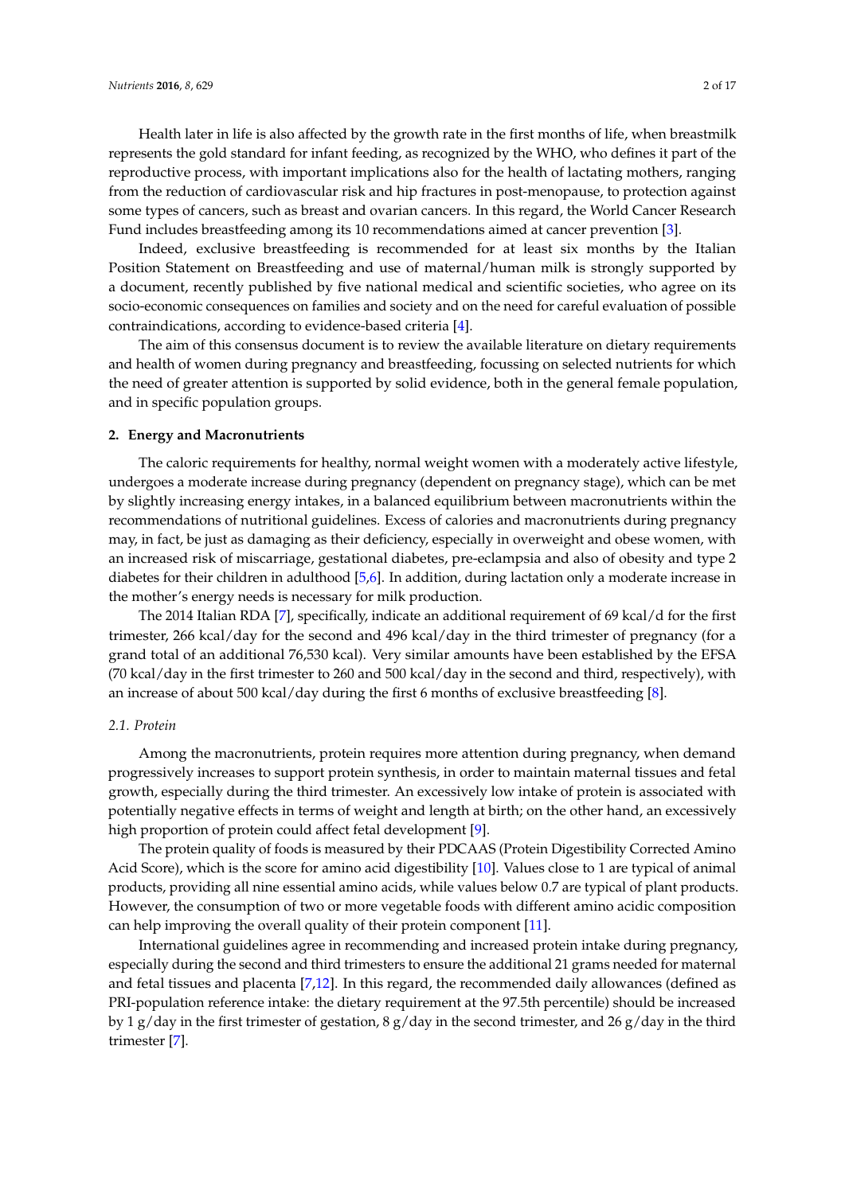Health later in life is also affected by the growth rate in the first months of life, when breastmilk represents the gold standard for infant feeding, as recognized by the WHO, who defines it part of the reproductive process, with important implications also for the health of lactating mothers, ranging from the reduction of cardiovascular risk and hip fractures in post-menopause, to protection against some types of cancers, such as breast and ovarian cancers. In this regard, the World Cancer Research Fund includes breastfeeding among its 10 recommendations aimed at cancer prevention [3].

Indeed, exclusive breastfeeding is recommended for at least six months by the Italian Position Statement on Breastfeeding and use of maternal/human milk is strongly supported by a document, recently published by five national medical and scientific societies, who agree on its socio-economic consequences on families and society and on the need for careful evaluation of possible contraindications, according to evidence-based criteria [4].

The aim of this consensus document is to review the available literature on dietary requirements and health of women during pregnancy and breastfeeding, focussing on selected nutrients for which the need of greater attention is supported by solid evidence, both in the general female population, and in specific population groups.

## 2. Energy and Macronutrients

The caloric requirements for healthy, normal weight women with a moderately active lifestyle, undergoes a moderate increase during pregnancy (dependent on pregnancy stage), which can be met by slightly increasing energy intakes, in a balanced equilibrium between macronutrients within the recommendations of nutritional guidelines. Excess of calories and macronutrients during pregnancy may, in fact, be just as damaging as their deficiency, especially in overweight and obese women, with an increased risk of miscarriage, gestational diabetes, pre-eclampsia and also of obesity and type 2 diabetes for their children in adulthood [5,6]. In addition, during lactation only a moderate increase in the mother's energy needs is necessary for milk production.

The 2014 Italian RDA [7], specifically, indicate an additional requirement of 69 kcal/d for the first trimester, 266 kcal/day for the second and 496 kcal/day in the third trimester of pregnancy (for a grand total of an additional 76,530 kcal). Very similar amounts have been established by the EFSA (70 kcal/day in the first trimester to 260 and 500 kcal/day in the second and third, respectively), with an increase of about 500 kcal/day during the first 6 months of exclusive breastfeeding [8].

### *2.1. Protein*

Among the macronutrients, protein requires more attention during pregnancy, when demand progressively increases to support protein synthesis, in order to maintain maternal tissues and fetal growth, especially during the third trimester. An excessively low intake of protein is associated with potentially negative effects in terms of weight and length at birth; on the other hand, an excessively high proportion of protein could affect fetal development [9].

The protein quality of foods is measured by their PDCAAS (Protein Digestibility Corrected Amino Acid Score), which is the score for amino acid digestibility [10]. Values close to 1 are typical of animal products, providing all nine essential amino acids, while values below 0.7 are typical of plant products. However, the consumption of two or more vegetable foods with different amino acidic composition can help improving the overall quality of their protein component [11].

International guidelines agree in recommending and increased protein intake during pregnancy, especially during the second and third trimesters to ensure the additional 21 grams needed for maternal and fetal tissues and placenta [7,12]. In this regard, the recommended daily allowances (defined as PRI-population reference intake: the dietary requirement at the 97.5th percentile) should be increased by 1 g/day in the first trimester of gestation, 8 g/day in the second trimester, and 26 g/day in the third trimester [7].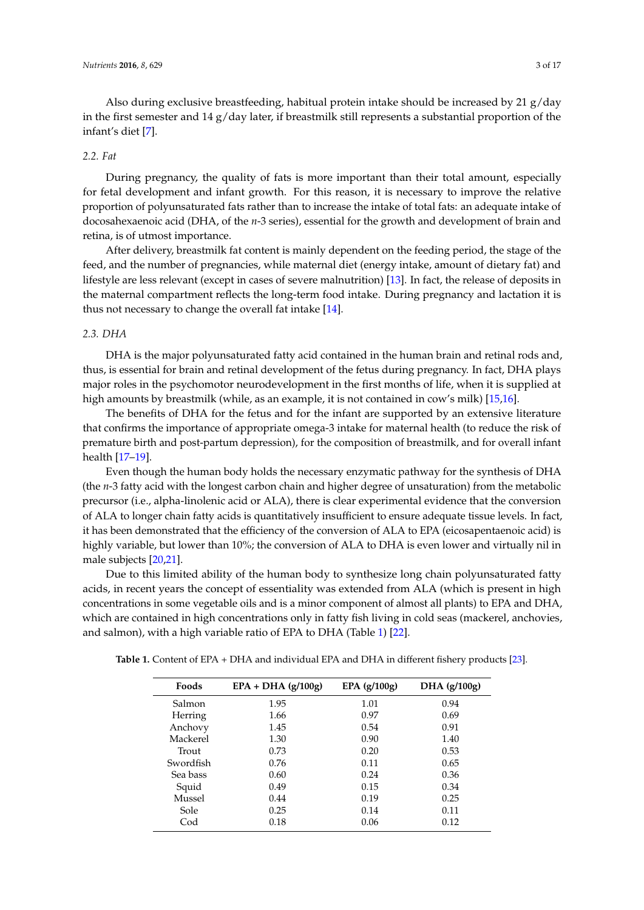Also during exclusive breastfeeding, habitual protein intake should be increased by 21 g/day in the first semester and 14 g/day later, if breastmilk still represents a substantial proportion of the infant's diet [7].

### 2.2. Fat

During pregnancy, the quality of fats is more important than their total amount, especially for fetal development and infant growth. For this reason, it is necessary to improve the relative proportion of polyunsaturated fats rather than to increase the intake of total fats: an adequate intake of docosahexaenoic acid (DHA, of the *n*-3 series), essential for the growth and development of brain and retina, is of utmost importance.

After delivery, breastmilk fat content is mainly dependent on the feeding period, the stage of the feed, and the number of pregnancies, while maternal diet (energy intake, amount of dietary fat) and lifestyle are less relevant (except in cases of severe malnutrition) [13]. In fact, the release of deposits in the maternal compartment reflects the long-term food intake. During pregnancy and lactation it is thus not necessary to change the overall fat intake [14].

### 2.3. DHA

DHA is the major polyunsaturated fatty acid contained in the human brain and retinal rods and, thus, is essential for brain and retinal development of the fetus during pregnancy. In fact, DHA plays major roles in the psychomotor neurodevelopment in the first months of life, when it is supplied at high amounts by breastmilk (while, as an example, it is not contained in cow's milk) [15,16].

The benefits of DHA for the fetus and for the infant are supported by an extensive literature that confirms the importance of appropriate omega-3 intake for maternal health (to reduce the risk of premature birth and post-partum depression), for the composition of breastmilk, and for overall infant health [17–19].

Even though the human body holds the necessary enzymatic pathway for the synthesis of DHA (the *n*-3 fatty acid with the longest carbon chain and higher degree of unsaturation) from the metabolic precursor (i.e., alpha-linolenic acid or ALA), there is clear experimental evidence that the conversion of ALA to longer chain fatty acids is quantitatively insufficient to ensure adequate tissue levels. In fact, it has been demonstrated that the efficiency of the conversion of ALA to EPA (eicosapentaenoic acid) is highly variable, but lower than 10%; the conversion of ALA to DHA is even lower and virtually nil in male subjects [20,21].

Due to this limited ability of the human body to synthesize long chain polyunsaturated fatty acids, in recent years the concept of essentiality was extended from ALA (which is present in high concentrations in some vegetable oils and is a minor component of almost all plants) to EPA and DHA, which are contained in high concentrations only in fatty fish living in cold seas (mackerel, anchovies, and salmon), with a high variable ratio of EPA to DHA (Table 1) [22].

**Table 1.** Content of EPA + DHA and individual EPA and DHA in different fishery products [23].

| Foods | EPA + DHA (g/100g) | EPA (g/100g) | DHA (g/100g) |
|---|---|---|---|
| Salmon | 1.95 | 1.01 | 0.94 |
| Herring | 1.66 | 0.97 | 0.69 |
| Anchovy | 1.45 | 0.54 | 0.91 |
| Mackerel | 1.30 | 0.90 | 1.40 |
| Trout | 0.73 | 0.20 | 0.53 |
| Swordfish | 0.76 | 0.11 | 0.65 |
| Sea bass | 0.60 | 0.24 | 0.36 |
| Squid | 0.49 | 0.15 | 0.34 |
| Mussel | 0.44 | 0.19 | 0.25 |
| Sole | 0.25 | 0.14 | 0.11 |
| Cod | 0.18 | 0.06 | 0.12 |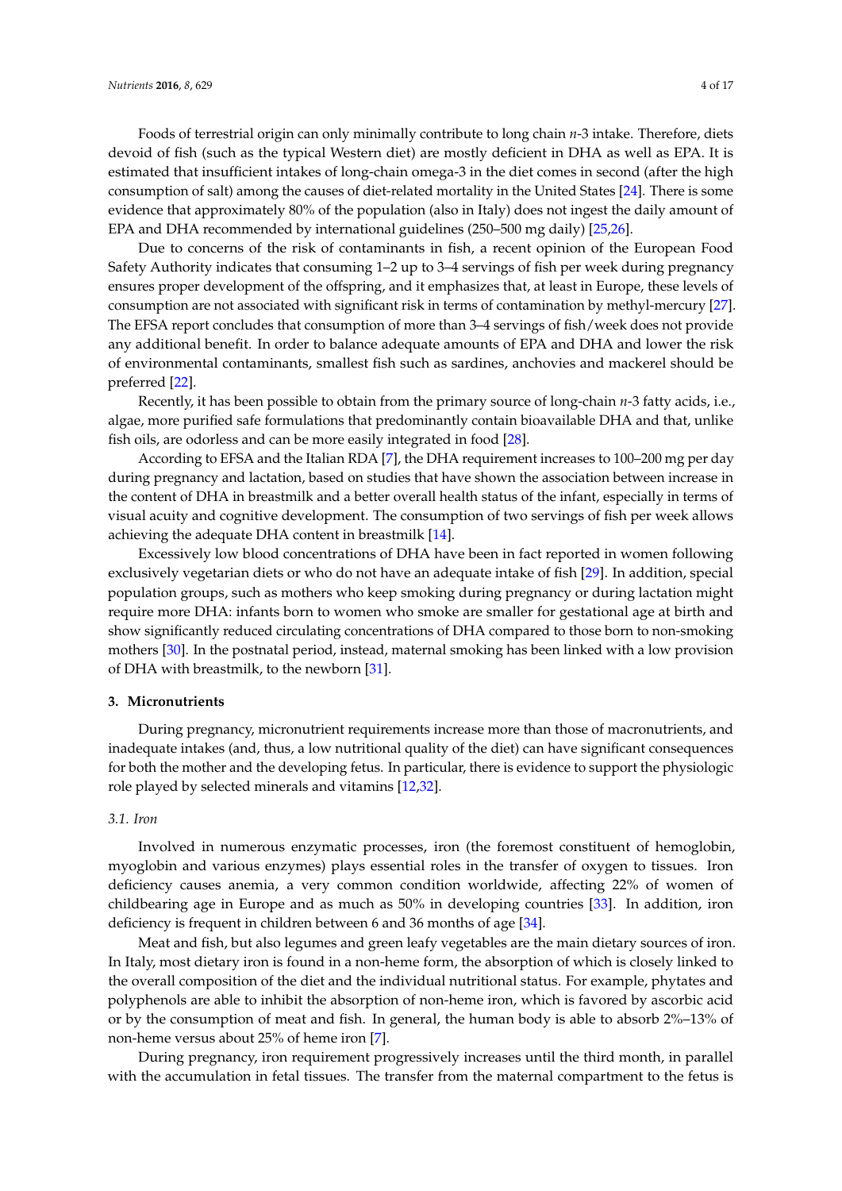Foods of terrestrial origin can only minimally contribute to long chain *n*-3 intake. Therefore, diets devoid of fish (such as the typical Western diet) are mostly deficient in DHA as well as EPA. It is estimated that insufficient intakes of long-chain omega-3 in the diet comes in second (after the high consumption of salt) among the causes of diet-related mortality in the United States [24]. There is some evidence that approximately 80% of the population (also in Italy) does not ingest the daily amount of EPA and DHA recommended by international guidelines (250–500 mg daily) [25,26].

Due to concerns of the risk of contaminants in fish, a recent opinion of the European Food Safety Authority indicates that consuming 1–2 up to 3–4 servings of fish per week during pregnancy ensures proper development of the offspring, and it emphasizes that, at least in Europe, these levels of consumption are not associated with significant risk in terms of contamination by methyl-mercury [27]. The EFSA report concludes that consumption of more than 3–4 servings of fish/week does not provide any additional benefit. In order to balance adequate amounts of EPA and DHA and lower the risk of environmental contaminants, smallest fish such as sardines, anchovies and mackerel should be preferred [22].

Recently, it has been possible to obtain from the primary source of long-chain *n*-3 fatty acids, i.e., algae, more purified safe formulations that predominantly contain bioavailable DHA and that, unlike fish oils, are odorless and can be more easily integrated in food [28].

According to EFSA and the Italian RDA [7], the DHA requirement increases to 100–200 mg per day during pregnancy and lactation, based on studies that have shown the association between increase in the content of DHA in breastmilk and a better overall health status of the infant, especially in terms of visual acuity and cognitive development. The consumption of two servings of fish per week allows achieving the adequate DHA content in breastmilk [14].

Excessively low blood concentrations of DHA have been in fact reported in women following exclusively vegetarian diets or who do not have an adequate intake of fish [29]. In addition, special population groups, such as mothers who keep smoking during pregnancy or during lactation might require more DHA: infants born to women who smoke are smaller for gestational age at birth and show significantly reduced circulating concentrations of DHA compared to those born to non-smoking mothers [30]. In the postnatal period, instead, maternal smoking has been linked with a low provision of DHA with breastmilk, to the newborn [31].

## 3. Micronutrients

During pregnancy, micronutrient requirements increase more than those of macronutrients, and inadequate intakes (and, thus, a low nutritional quality of the diet) can have significant consequences for both the mother and the developing fetus. In particular, there is evidence to support the physiologic role played by selected minerals and vitamins [12,32].

### 3.1. Iron

Involved in numerous enzymatic processes, iron (the foremost constituent of hemoglobin, myoglobin and various enzymes) plays essential roles in the transfer of oxygen to tissues. Iron deficiency causes anemia, a very common condition worldwide, affecting 22% of women of childbearing age in Europe and as much as 50% in developing countries [33]. In addition, iron deficiency is frequent in children between 6 and 36 months of age [34].

Meat and fish, but also legumes and green leafy vegetables are the main dietary sources of iron. In Italy, most dietary iron is found in a non-heme form, the absorption of which is closely linked to the overall composition of the diet and the individual nutritional status. For example, phytates and polyphenols are able to inhibit the absorption of non-heme iron, which is favored by ascorbic acid or by the consumption of meat and fish. In general, the human body is able to absorb 2%–13% of non-heme versus about 25% of heme iron [7].

During pregnancy, iron requirement progressively increases until the third month, in parallel with the accumulation in fetal tissues. The transfer from the maternal compartment to the fetus is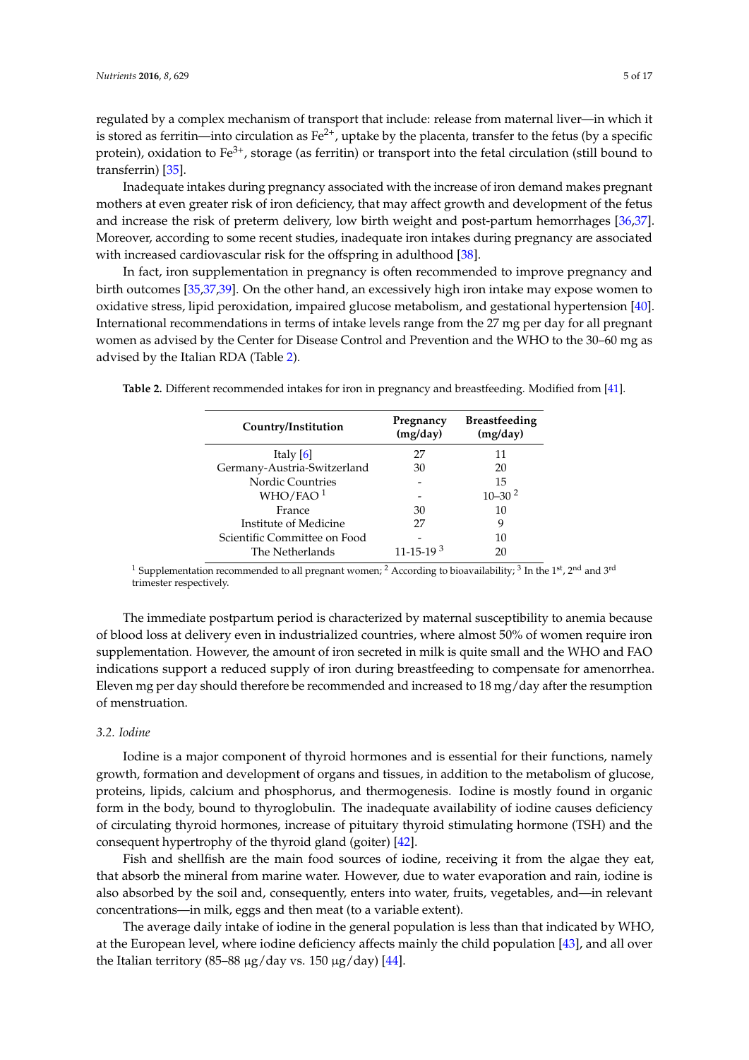regulated by a complex mechanism of transport that include: release from maternal liver—in which it is stored as ferritin—into circulation as $Fe^{2+}$, uptake by the placenta, transfer to the fetus (by a specific protein), oxidation to $Fe^{3+}$, storage (as ferritin) or transport into the fetal circulation (still bound to transferrin) [35].

Inadequate intakes during pregnancy associated with the increase of iron demand makes pregnant mothers at even greater risk of iron deficiency, that may affect growth and development of the fetus and increase the risk of preterm delivery, low birth weight and post-partum hemorrhages [36,37]. Moreover, according to some recent studies, inadequate iron intakes during pregnancy are associated with increased cardiovascular risk for the offspring in adulthood [38].

In fact, iron supplementation in pregnancy is often recommended to improve pregnancy and birth outcomes [35,37,39]. On the other hand, an excessively high iron intake may expose women to oxidative stress, lipid peroxidation, impaired glucose metabolism, and gestational hypertension [40]. International recommendations in terms of intake levels range from the 27 mg per day for all pregnant women as advised by the Center for Disease Control and Prevention and the WHO to the 30–60 mg as advised by the Italian RDA (Table 2).

**Table 2.** Different recommended intakes for iron in pregnancy and breastfeeding. Modified from [41].

| Country/Institution | Pregnancy (mg/day) | Breastfeeding (mg/day) |
|---|---|---|
| Italy [6] | 27 | 11 |
| Germany-Austria-Switzerland | 30 | 20 |
| Nordic Countries | - | 15 |
| WHO/FAO [1] | - | 10–30 [2] |
| France | 30 | 10 |
| Institute of Medicine | 27 | 9 |
| Scientific Committee on Food | - | 10 |
| The Netherlands | 11-15-19 [3] | 20 |

[1] Supplementation recommended to all pregnant women; [2] According to bioavailability; [3] In the 1st, 2nd and 3rd trimester respectively.

The immediate postpartum period is characterized by maternal susceptibility to anemia because of blood loss at delivery even in industrialized countries, where almost 50% of women require iron supplementation. However, the amount of iron secreted in milk is quite small and the WHO and FAO indications support a reduced supply of iron during breastfeeding to compensate for amenorrhea. Eleven mg per day should therefore be recommended and increased to 18 mg/day after the resumption of menstruation.

### *3.2. Iodine*

Iodine is a major component of thyroid hormones and is essential for their functions, namely growth, formation and development of organs and tissues, in addition to the metabolism of glucose, proteins, lipids, calcium and phosphorus, and thermogenesis. Iodine is mostly found in organic form in the body, bound to thyroglobulin. The inadequate availability of iodine causes deficiency of circulating thyroid hormones, increase of pituitary thyroid stimulating hormone (TSH) and the consequent hypertrophy of the thyroid gland (goiter) [42].

Fish and shellfish are the main food sources of iodine, receiving it from the algae they eat, that absorb the mineral from marine water. However, due to water evaporation and rain, iodine is also absorbed by the soil and, consequently, enters into water, fruits, vegetables, and—in relevant concentrations—in milk, eggs and then meat (to a variable extent).

The average daily intake of iodine in the general population is less than that indicated by WHO, at the European level, where iodine deficiency affects mainly the child population [43], and all over the Italian territory (85–88 μg/day vs. 150 μg/day) [44].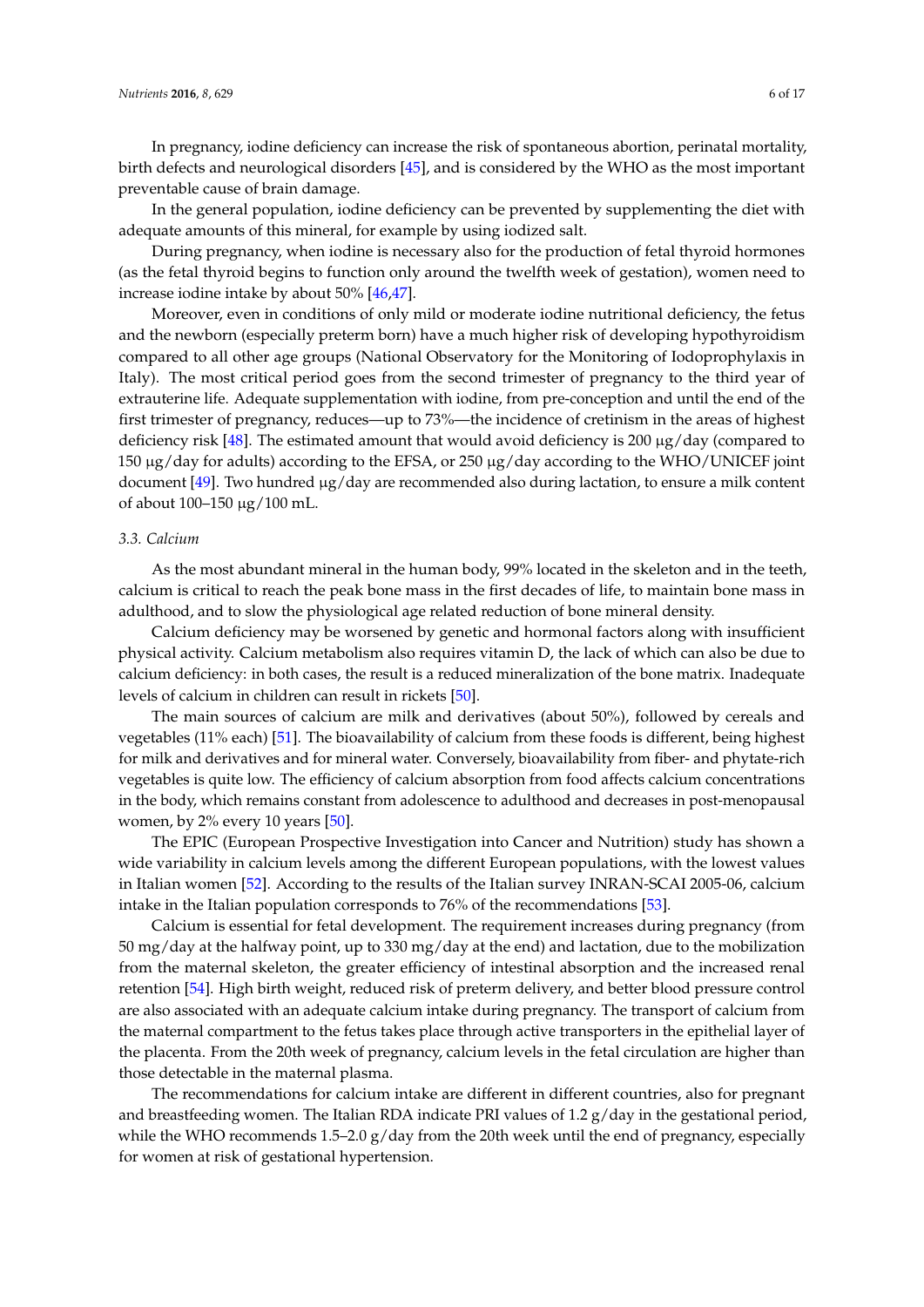In pregnancy, iodine deficiency can increase the risk of spontaneous abortion, perinatal mortality, birth defects and neurological disorders [45], and is considered by the WHO as the most important preventable cause of brain damage.

In the general population, iodine deficiency can be prevented by supplementing the diet with adequate amounts of this mineral, for example by using iodized salt.

During pregnancy, when iodine is necessary also for the production of fetal thyroid hormones (as the fetal thyroid begins to function only around the twelfth week of gestation), women need to increase iodine intake by about 50% [46,47].

Moreover, even in conditions of only mild or moderate iodine nutritional deficiency, the fetus and the newborn (especially preterm born) have a much higher risk of developing hypothyroidism compared to all other age groups (National Observatory for the Monitoring of Iodoprophylaxis in Italy). The most critical period goes from the second trimester of pregnancy to the third year of extrauterine life. Adequate supplementation with iodine, from pre-conception and until the end of the first trimester of pregnancy, reduces—up to 73%—the incidence of cretinism in the areas of highest deficiency risk [48]. The estimated amount that would avoid deficiency is 200 μg/day (compared to 150 μg/day for adults) according to the EFSA, or 250 μg/day according to the WHO/UNICEF joint document [49]. Two hundred μg/day are recommended also during lactation, to ensure a milk content of about 100–150 μg/100 mL.

### 3.3. Calcium

As the most abundant mineral in the human body, 99% located in the skeleton and in the teeth, calcium is critical to reach the peak bone mass in the first decades of life, to maintain bone mass in adulthood, and to slow the physiological age related reduction of bone mineral density.

Calcium deficiency may be worsened by genetic and hormonal factors along with insufficient physical activity. Calcium metabolism also requires vitamin D, the lack of which can also be due to calcium deficiency: in both cases, the result is a reduced mineralization of the bone matrix. Inadequate levels of calcium in children can result in rickets [50].

The main sources of calcium are milk and derivatives (about 50%), followed by cereals and vegetables (11% each) [51]. The bioavailability of calcium from these foods is different, being highest for milk and derivatives and for mineral water. Conversely, bioavailability from fiber- and phytate-rich vegetables is quite low. The efficiency of calcium absorption from food affects calcium concentrations in the body, which remains constant from adolescence to adulthood and decreases in post-menopausal women, by 2% every 10 years [50].

The EPIC (European Prospective Investigation into Cancer and Nutrition) study has shown a wide variability in calcium levels among the different European populations, with the lowest values in Italian women [52]. According to the results of the Italian survey INRAN-SCAI 2005-06, calcium intake in the Italian population corresponds to 76% of the recommendations [53].

Calcium is essential for fetal development. The requirement increases during pregnancy (from 50 mg/day at the halfway point, up to 330 mg/day at the end) and lactation, due to the mobilization from the maternal skeleton, the greater efficiency of intestinal absorption and the increased renal retention [54]. High birth weight, reduced risk of preterm delivery, and better blood pressure control are also associated with an adequate calcium intake during pregnancy. The transport of calcium from the maternal compartment to the fetus takes place through active transporters in the epithelial layer of the placenta. From the 20th week of pregnancy, calcium levels in the fetal circulation are higher than those detectable in the maternal plasma.

The recommendations for calcium intake are different in different countries, also for pregnant and breastfeeding women. The Italian RDA indicate PRI values of 1.2 g/day in the gestational period, while the WHO recommends 1.5–2.0 g/day from the 20th week until the end of pregnancy, especially for women at risk of gestational hypertension.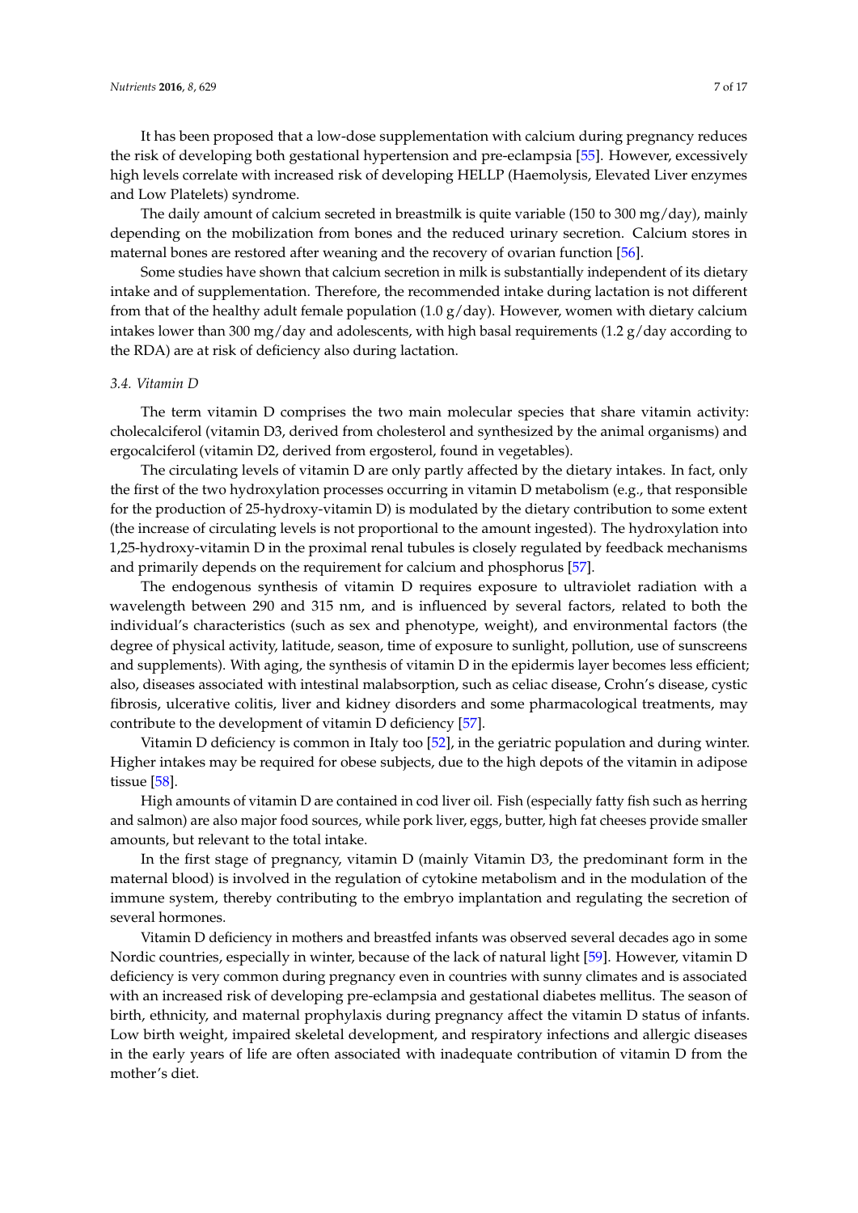It has been proposed that a low-dose supplementation with calcium during pregnancy reduces the risk of developing both gestational hypertension and pre-eclampsia [55]. However, excessively high levels correlate with increased risk of developing HELLP (Haemolysis, Elevated Liver enzymes and Low Platelets) syndrome.

The daily amount of calcium secreted in breastmilk is quite variable (150 to 300 mg/day), mainly depending on the mobilization from bones and the reduced urinary secretion. Calcium stores in maternal bones are restored after weaning and the recovery of ovarian function [56].

Some studies have shown that calcium secretion in milk is substantially independent of its dietary intake and of supplementation. Therefore, the recommended intake during lactation is not different from that of the healthy adult female population (1.0 g/day). However, women with dietary calcium intakes lower than 300 mg/day and adolescents, with high basal requirements (1.2 g/day according to the RDA) are at risk of deficiency also during lactation.

### 3.4. Vitamin D

The term vitamin D comprises the two main molecular species that share vitamin activity: cholecalciferol (vitamin D3, derived from cholesterol and synthesized by the animal organisms) and ergocalciferol (vitamin D2, derived from ergosterol, found in vegetables).

The circulating levels of vitamin D are only partly affected by the dietary intakes. In fact, only the first of the two hydroxylation processes occurring in vitamin D metabolism (e.g., that responsible for the production of 25-hydroxy-vitamin D) is modulated by the dietary contribution to some extent (the increase of circulating levels is not proportional to the amount ingested). The hydroxylation into 1,25-hydroxy-vitamin D in the proximal renal tubules is closely regulated by feedback mechanisms and primarily depends on the requirement for calcium and phosphorus [57].

The endogenous synthesis of vitamin D requires exposure to ultraviolet radiation with a wavelength between 290 and 315 nm, and is influenced by several factors, related to both the individual's characteristics (such as sex and phenotype, weight), and environmental factors (the degree of physical activity, latitude, season, time of exposure to sunlight, pollution, use of sunscreens and supplements). With aging, the synthesis of vitamin D in the epidermis layer becomes less efficient; also, diseases associated with intestinal malabsorption, such as celiac disease, Crohn's disease, cystic fibrosis, ulcerative colitis, liver and kidney disorders and some pharmacological treatments, may contribute to the development of vitamin D deficiency [57].

Vitamin D deficiency is common in Italy too [52], in the geriatric population and during winter. Higher intakes may be required for obese subjects, due to the high depots of the vitamin in adipose tissue [58].

High amounts of vitamin D are contained in cod liver oil. Fish (especially fatty fish such as herring and salmon) are also major food sources, while pork liver, eggs, butter, high fat cheeses provide smaller amounts, but relevant to the total intake.

In the first stage of pregnancy, vitamin D (mainly Vitamin D3, the predominant form in the maternal blood) is involved in the regulation of cytokine metabolism and in the modulation of the immune system, thereby contributing to the embryo implantation and regulating the secretion of several hormones.

Vitamin D deficiency in mothers and breastfed infants was observed several decades ago in some Nordic countries, especially in winter, because of the lack of natural light [59]. However, vitamin D deficiency is very common during pregnancy even in countries with sunny climates and is associated with an increased risk of developing pre-eclampsia and gestational diabetes mellitus. The season of birth, ethnicity, and maternal prophylaxis during pregnancy affect the vitamin D status of infants. Low birth weight, impaired skeletal development, and respiratory infections and allergic diseases in the early years of life are often associated with inadequate contribution of vitamin D from the mother's diet.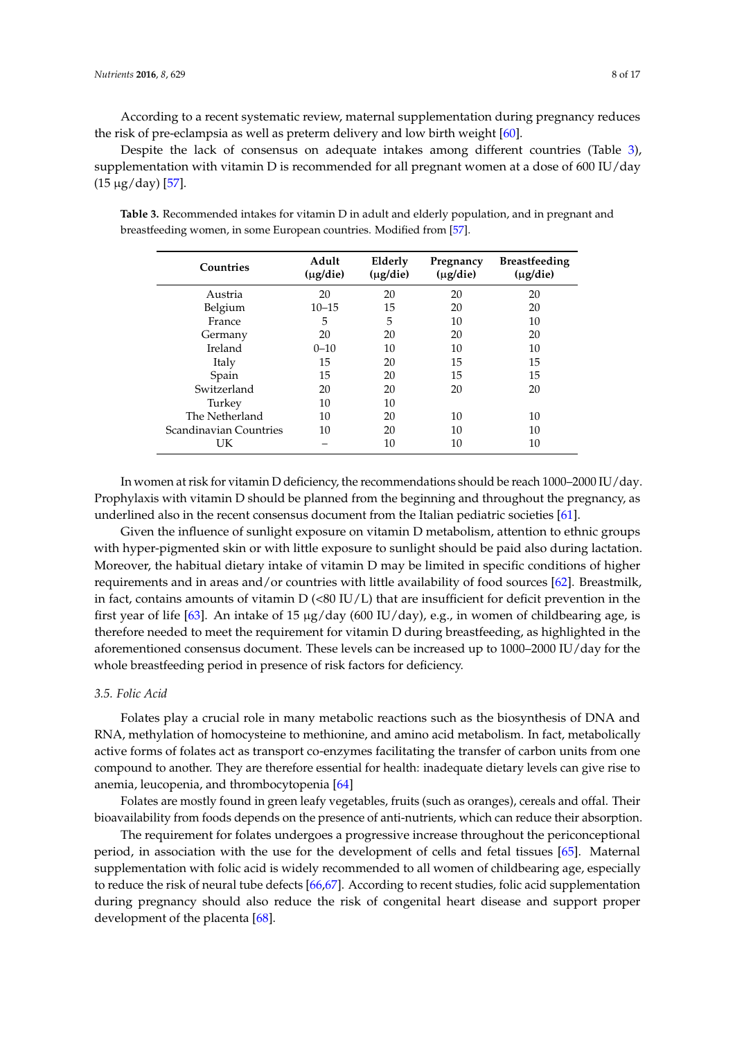According to a recent systematic review, maternal supplementation during pregnancy reduces the risk of pre-eclampsia as well as preterm delivery and low birth weight [60].

Despite the lack of consensus on adequate intakes among different countries (Table 3), supplementation with vitamin D is recommended for all pregnant women at a dose of 600 IU/day (15 μg/day) [57].

**Table 3.** Recommended intakes for vitamin D in adult and elderly population, and in pregnant and breastfeeding women, in some European countries. Modified from [57].

| Countries | Adult (μg/die) | Elderly (μg/die) | Pregnancy (μg/die) | Breastfeeding (μg/die) |
|---|---|---|---|---|
| Austria | 20 | 20 | 20 | 20 |
| Belgium | 10–15 | 15 | 20 | 20 |
| France | 5 | 5 | 10 | 10 |
| Germany | 20 | 20 | 20 | 20 |
| Ireland | 0–10 | 10 | 10 | 10 |
| Italy | 15 | 20 | 15 | 15 |
| Spain | 15 | 20 | 15 | 15 |
| Switzerland | 20 | 20 | 20 | 20 |
| Turkey | 10 | 10 | | |
| The Netherland | 10 | 20 | 10 | 10 |
| Scandinavian Countries | 10 | 20 | 10 | 10 |
| UK | – | 10 | 10 | 10 |

In women at risk for vitamin D deficiency, the recommendations should be reach 1000–2000 IU/day. Prophylaxis with vitamin D should be planned from the beginning and throughout the pregnancy, as underlined also in the recent consensus document from the Italian pediatric societies [61].

Given the influence of sunlight exposure on vitamin D metabolism, attention to ethnic groups with hyper-pigmented skin or with little exposure to sunlight should be paid also during lactation. Moreover, the habitual dietary intake of vitamin D may be limited in specific conditions of higher requirements and in areas and/or countries with little availability of food sources [62]. Breastmilk, in fact, contains amounts of vitamin D (<80 IU/L) that are insufficient for deficit prevention in the first year of life [63]. An intake of 15 μg/day (600 IU/day), e.g., in women of childbearing age, is therefore needed to meet the requirement for vitamin D during breastfeeding, as highlighted in the aforementioned consensus document. These levels can be increased up to 1000–2000 IU/day for the whole breastfeeding period in presence of risk factors for deficiency.

### 3.5. Folic Acid

Folates play a crucial role in many metabolic reactions such as the biosynthesis of DNA and RNA, methylation of homocysteine to methionine, and amino acid metabolism. In fact, metabolically active forms of folates act as transport co-enzymes facilitating the transfer of carbon units from one compound to another. They are therefore essential for health: inadequate dietary levels can give rise to anemia, leucopenia, and thrombocytopenia [64]

Folates are mostly found in green leafy vegetables, fruits (such as oranges), cereals and offal. Their bioavailability from foods depends on the presence of anti-nutrients, which can reduce their absorption.

The requirement for folates undergoes a progressive increase throughout the periconceptional period, in association with the use for the development of cells and fetal tissues [65]. Maternal supplementation with folic acid is widely recommended to all women of childbearing age, especially to reduce the risk of neural tube defects [66,67]. According to recent studies, folic acid supplementation during pregnancy should also reduce the risk of congenital heart disease and support proper development of the placenta [68].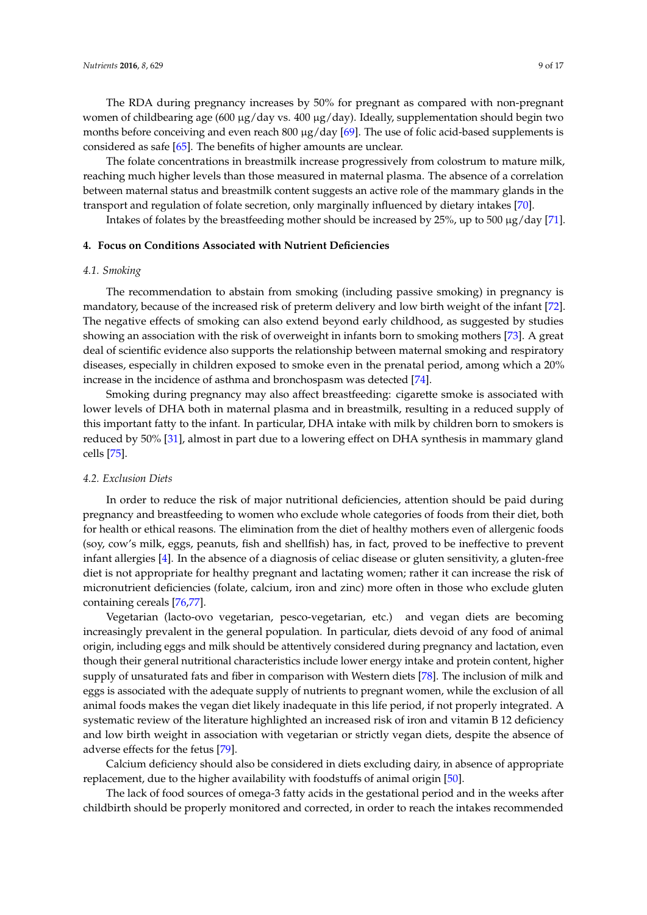The RDA during pregnancy increases by 50% for pregnant as compared with non-pregnant women of childbearing age (600 μg/day vs. 400 μg/day). Ideally, supplementation should begin two months before conceiving and even reach 800 μg/day [69]. The use of folic acid-based supplements is considered as safe [65]. The benefits of higher amounts are unclear.

The folate concentrations in breastmilk increase progressively from colostrum to mature milk, reaching much higher levels than those measured in maternal plasma. The absence of a correlation between maternal status and breastmilk content suggests an active role of the mammary glands in the transport and regulation of folate secretion, only marginally influenced by dietary intakes [70].

Intakes of folates by the breastfeeding mother should be increased by 25%, up to 500 μg/day [71].

## 4. Focus on Conditions Associated with Nutrient Deficiencies

### *4.1. Smoking*

The recommendation to abstain from smoking (including passive smoking) in pregnancy is mandatory, because of the increased risk of preterm delivery and low birth weight of the infant [72]. The negative effects of smoking can also extend beyond early childhood, as suggested by studies showing an association with the risk of overweight in infants born to smoking mothers [73]. A great deal of scientific evidence also supports the relationship between maternal smoking and respiratory diseases, especially in children exposed to smoke even in the prenatal period, among which a 20% increase in the incidence of asthma and bronchospasm was detected [74].

Smoking during pregnancy may also affect breastfeeding: cigarette smoke is associated with lower levels of DHA both in maternal plasma and in breastmilk, resulting in a reduced supply of this important fatty to the infant. In particular, DHA intake with milk by children born to smokers is reduced by 50% [31], almost in part due to a lowering effect on DHA synthesis in mammary gland cells [75].

### *4.2. Exclusion Diets*

In order to reduce the risk of major nutritional deficiencies, attention should be paid during pregnancy and breastfeeding to women who exclude whole categories of foods from their diet, both for health or ethical reasons. The elimination from the diet of healthy mothers even of allergenic foods (soy, cow's milk, eggs, peanuts, fish and shellfish) has, in fact, proved to be ineffective to prevent infant allergies [4]. In the absence of a diagnosis of celiac disease or gluten sensitivity, a gluten-free diet is not appropriate for healthy pregnant and lactating women; rather it can increase the risk of micronutrient deficiencies (folate, calcium, iron and zinc) more often in those who exclude gluten containing cereals [76,77].

Vegetarian (lacto-ovo vegetarian, pesco-vegetarian, etc.) and vegan diets are becoming increasingly prevalent in the general population. In particular, diets devoid of any food of animal origin, including eggs and milk should be attentively considered during pregnancy and lactation, even though their general nutritional characteristics include lower energy intake and protein content, higher supply of unsaturated fats and fiber in comparison with Western diets [78]. The inclusion of milk and eggs is associated with the adequate supply of nutrients to pregnant women, while the exclusion of all animal foods makes the vegan diet likely inadequate in this life period, if not properly integrated. A systematic review of the literature highlighted an increased risk of iron and vitamin B 12 deficiency and low birth weight in association with vegetarian or strictly vegan diets, despite the absence of adverse effects for the fetus [79].

Calcium deficiency should also be considered in diets excluding dairy, in absence of appropriate replacement, due to the higher availability with foodstuffs of animal origin [50].

The lack of food sources of omega-3 fatty acids in the gestational period and in the weeks after childbirth should be properly monitored and corrected, in order to reach the intakes recommended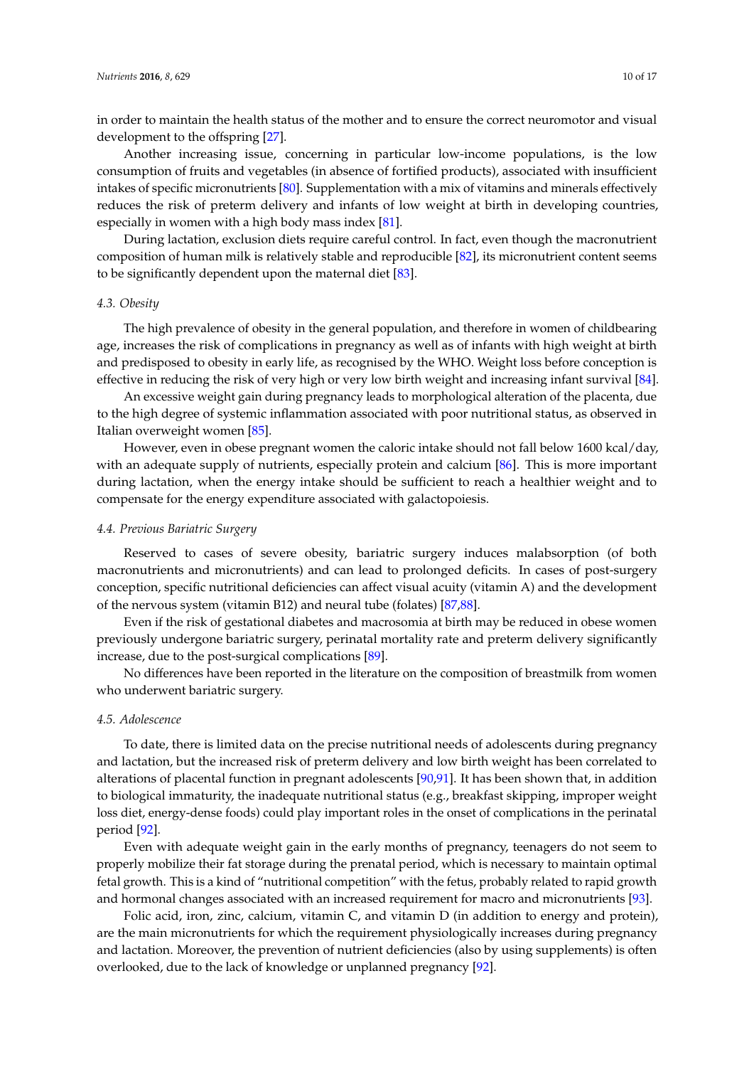in order to maintain the health status of the mother and to ensure the correct neuromotor and visual development to the offspring [27].

Another increasing issue, concerning in particular low-income populations, is the low consumption of fruits and vegetables (in absence of fortified products), associated with insufficient intakes of specific micronutrients [80]. Supplementation with a mix of vitamins and minerals effectively reduces the risk of preterm delivery and infants of low weight at birth in developing countries, especially in women with a high body mass index [81].

During lactation, exclusion diets require careful control. In fact, even though the macronutrient composition of human milk is relatively stable and reproducible [82], its micronutrient content seems to be significantly dependent upon the maternal diet [83].

### 4.3. Obesity

The high prevalence of obesity in the general population, and therefore in women of childbearing age, increases the risk of complications in pregnancy as well as of infants with high weight at birth and predisposed to obesity in early life, as recognised by the WHO. Weight loss before conception is effective in reducing the risk of very high or very low birth weight and increasing infant survival [84].

An excessive weight gain during pregnancy leads to morphological alteration of the placenta, due to the high degree of systemic inflammation associated with poor nutritional status, as observed in Italian overweight women [85].

However, even in obese pregnant women the caloric intake should not fall below 1600 kcal/day, with an adequate supply of nutrients, especially protein and calcium [86]. This is more important during lactation, when the energy intake should be sufficient to reach a healthier weight and to compensate for the energy expenditure associated with galactopoiesis.

### 4.4. Previous Bariatric Surgery

Reserved to cases of severe obesity, bariatric surgery induces malabsorption (of both macronutrients and micronutrients) and can lead to prolonged deficits. In cases of post-surgery conception, specific nutritional deficiencies can affect visual acuity (vitamin A) and the development of the nervous system (vitamin B12) and neural tube (folates) [87,88].

Even if the risk of gestational diabetes and macrosomia at birth may be reduced in obese women previously undergone bariatric surgery, perinatal mortality rate and preterm delivery significantly increase, due to the post-surgical complications [89].

No differences have been reported in the literature on the composition of breastmilk from women who underwent bariatric surgery.

### 4.5. Adolescence

To date, there is limited data on the precise nutritional needs of adolescents during pregnancy and lactation, but the increased risk of preterm delivery and low birth weight has been correlated to alterations of placental function in pregnant adolescents [90,91]. It has been shown that, in addition to biological immaturity, the inadequate nutritional status (e.g., breakfast skipping, improper weight loss diet, energy-dense foods) could play important roles in the onset of complications in the perinatal period [92].

Even with adequate weight gain in the early months of pregnancy, teenagers do not seem to properly mobilize their fat storage during the prenatal period, which is necessary to maintain optimal fetal growth. This is a kind of "nutritional competition" with the fetus, probably related to rapid growth and hormonal changes associated with an increased requirement for macro and micronutrients [93].

Folic acid, iron, zinc, calcium, vitamin C, and vitamin D (in addition to energy and protein), are the main micronutrients for which the requirement physiologically increases during pregnancy and lactation. Moreover, the prevention of nutrient deficiencies (also by using supplements) is often overlooked, due to the lack of knowledge or unplanned pregnancy [92].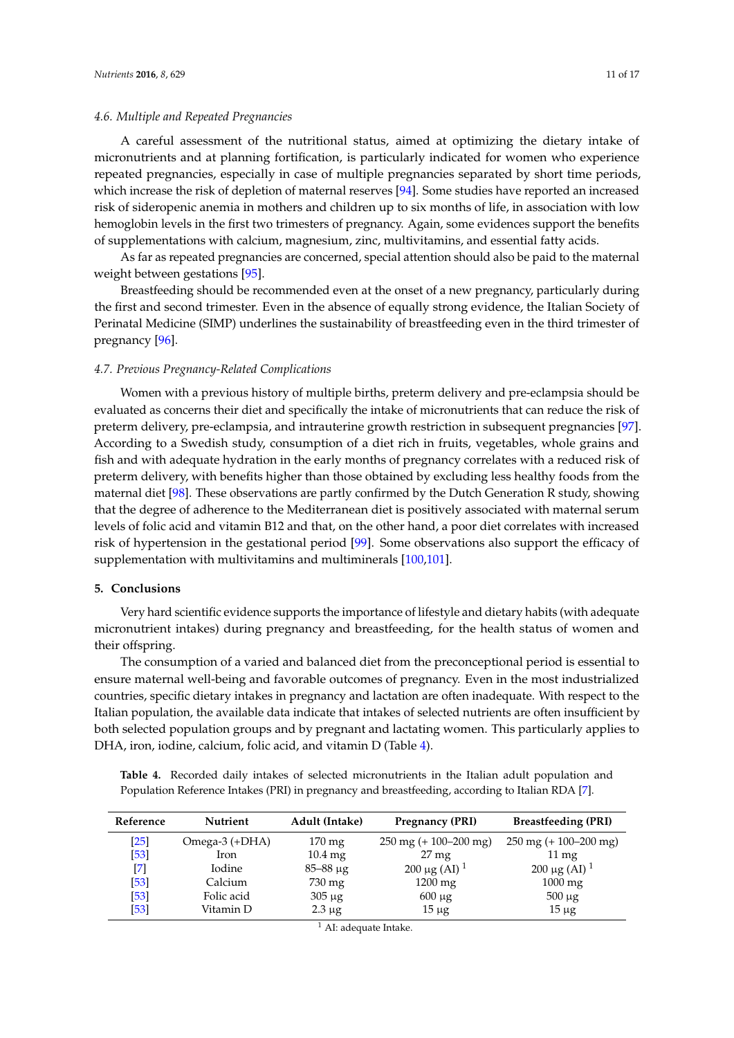### 4.6. Multiple and Repeated Pregnancies

A careful assessment of the nutritional status, aimed at optimizing the dietary intake of micronutrients and at planning fortification, is particularly indicated for women who experience repeated pregnancies, especially in case of multiple pregnancies separated by short time periods, which increase the risk of depletion of maternal reserves [94]. Some studies have reported an increased risk of sideropenic anemia in mothers and children up to six months of life, in association with low hemoglobin levels in the first two trimesters of pregnancy. Again, some evidences support the benefits of supplementations with calcium, magnesium, zinc, multivitamins, and essential fatty acids.

As far as repeated pregnancies are concerned, special attention should also be paid to the maternal weight between gestations [95].

Breastfeeding should be recommended even at the onset of a new pregnancy, particularly during the first and second trimester. Even in the absence of equally strong evidence, the Italian Society of Perinatal Medicine (SIMP) underlines the sustainability of breastfeeding even in the third trimester of pregnancy [96].

### 4.7. Previous Pregnancy-Related Complications

Women with a previous history of multiple births, preterm delivery and pre-eclampsia should be evaluated as concerns their diet and specifically the intake of micronutrients that can reduce the risk of preterm delivery, pre-eclampsia, and intrauterine growth restriction in subsequent pregnancies [97]. According to a Swedish study, consumption of a diet rich in fruits, vegetables, whole grains and fish and with adequate hydration in the early months of pregnancy correlates with a reduced risk of preterm delivery, with benefits higher than those obtained by excluding less healthy foods from the maternal diet [98]. These observations are partly confirmed by the Dutch Generation R study, showing that the degree of adherence to the Mediterranean diet is positively associated with maternal serum levels of folic acid and vitamin B12 and that, on the other hand, a poor diet correlates with increased risk of hypertension in the gestational period [99]. Some observations also support the efficacy of supplementation with multivitamins and multiminerals [100,101].

## 5. Conclusions

Very hard scientific evidence supports the importance of lifestyle and dietary habits (with adequate micronutrient intakes) during pregnancy and breastfeeding, for the health status of women and their offspring.

The consumption of a varied and balanced diet from the preconceptional period is essential to ensure maternal well-being and favorable outcomes of pregnancy. Even in the most industrialized countries, specific dietary intakes in pregnancy and lactation are often inadequate. With respect to the Italian population, the available data indicate that intakes of selected nutrients are often insufficient by both selected population groups and by pregnant and lactating women. This particularly applies to DHA, iron, iodine, calcium, folic acid, and vitamin D (Table 4).

**Table 4.** Recorded daily intakes of selected micronutrients in the Italian adult population and Population Reference Intakes (PRI) in pregnancy and breastfeeding, according to Italian RDA [7].

| Reference | Nutrient | Adult (Intake) | Pregnancy (PRI) | Breastfeeding (PRI) |
|---|---|---|---|---|
| [25] | Omega-3 (+DHA) | 170 mg | 250 mg (+ 100–200 mg) | 250 mg (+ 100–200 mg) |
| [53] | Iron | 10.4 mg | 27 mg | 11 mg |
| [7] | Iodine | 85–88 μg | 200 μg (AI) [1] | 200 μg (AI) [1] |
| [53] | Calcium | 730 mg | 1200 mg | 1000 mg |
| [53] | Folic acid | 305 μg | 600 μg | 500 μg |
| [53] | Vitamin D | 2.3 μg | 15 μg | 15 μg |

[1] AI: adequate Intake.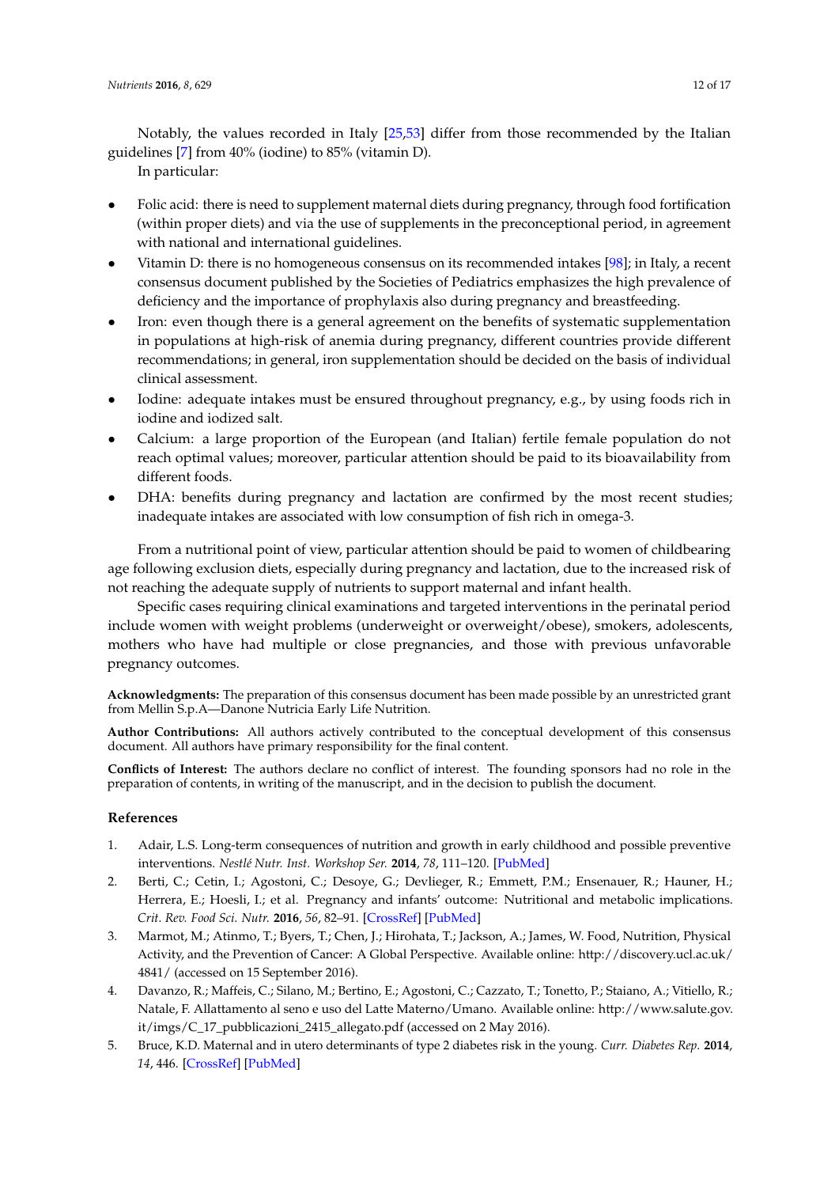Notably, the values recorded in Italy [25,53] differ from those recommended by the Italian guidelines [7] from 40% (iodine) to 85% (vitamin D).

In particular:

- Folic acid: there is need to supplement maternal diets during pregnancy, through food fortification (within proper diets) and via the use of supplements in the preconceptional period, in agreement with national and international guidelines.
- Vitamin D: there is no homogeneous consensus on its recommended intakes [98]; in Italy, a recent consensus document published by the Societies of Pediatrics emphasizes the high prevalence of deficiency and the importance of prophylaxis also during pregnancy and breastfeeding.
- Iron: even though there is a general agreement on the benefits of systematic supplementation in populations at high-risk of anemia during pregnancy, different countries provide different recommendations; in general, iron supplementation should be decided on the basis of individual clinical assessment.
- Iodine: adequate intakes must be ensured throughout pregnancy, e.g., by using foods rich in iodine and iodized salt.
- Calcium: a large proportion of the European (and Italian) fertile female population do not reach optimal values; moreover, particular attention should be paid to its bioavailability from different foods.
- DHA: benefits during pregnancy and lactation are confirmed by the most recent studies; inadequate intakes are associated with low consumption of fish rich in omega-3.

From a nutritional point of view, particular attention should be paid to women of childbearing age following exclusion diets, especially during pregnancy and lactation, due to the increased risk of not reaching the adequate supply of nutrients to support maternal and infant health.

Specific cases requiring clinical examinations and targeted interventions in the perinatal period include women with weight problems (underweight or overweight/obese), smokers, adolescents, mothers who have had multiple or close pregnancies, and those with previous unfavorable pregnancy outcomes.

**Acknowledgments:** The preparation of this consensus document has been made possible by an unrestricted grant from Mellin S.p.A—Danone Nutricia Early Life Nutrition.

**Author Contributions:** All authors actively contributed to the conceptual development of this consensus document. All authors have primary responsibility for the final content.

**Conflicts of Interest:** The authors declare no conflict of interest. The founding sponsors had no role in the preparation of contents, in writing of the manuscript, and in the decision to publish the document.

## References

1. Adair, L.S. Long-term consequences of nutrition and growth in early childhood and possible preventive interventions. *Nestlé Nutr. Inst. Workshop Ser.* **2014**, *78*, 111–120. [PubMed]
2. Berti, C.; Cetin, I.; Agostoni, C.; Desoye, G.; Devlieger, R.; Emmett, P.M.; Ensenauer, R.; Hauner, H.; Herrera, E.; Hoesli, I.; et al. Pregnancy and infants' outcome: Nutritional and metabolic implications. *Crit. Rev. Food Sci. Nutr.* **2016**, *56*, 82–91. [CrossRef] [PubMed]
3. Marmot, M.; Atinmo, T.; Byers, T.; Chen, J.; Hirohata, T.; Jackson, A.; James, W. Food, Nutrition, Physical Activity, and the Prevention of Cancer: A Global Perspective. Available online: http://discovery.ucl.ac.uk/4841/ (accessed on 15 September 2016).
4. Davanzo, R.; Maffeis, C.; Silano, M.; Bertino, E.; Agostoni, C.; Cazzato, T.; Tonetto, P.; Staiano, A.; Vitiello, R.; Natale, F. Allattamento al seno e uso del Latte Materno/Umano. Available online: http://www.salute.gov.it/imgs/C_17_pubblicazioni_2415_allegato.pdf (accessed on 2 May 2016).
5. Bruce, K.D. Maternal and in utero determinants of type 2 diabetes risk in the young. *Curr. Diabetes Rep.* **2014**, *14*, 446. [CrossRef] [PubMed]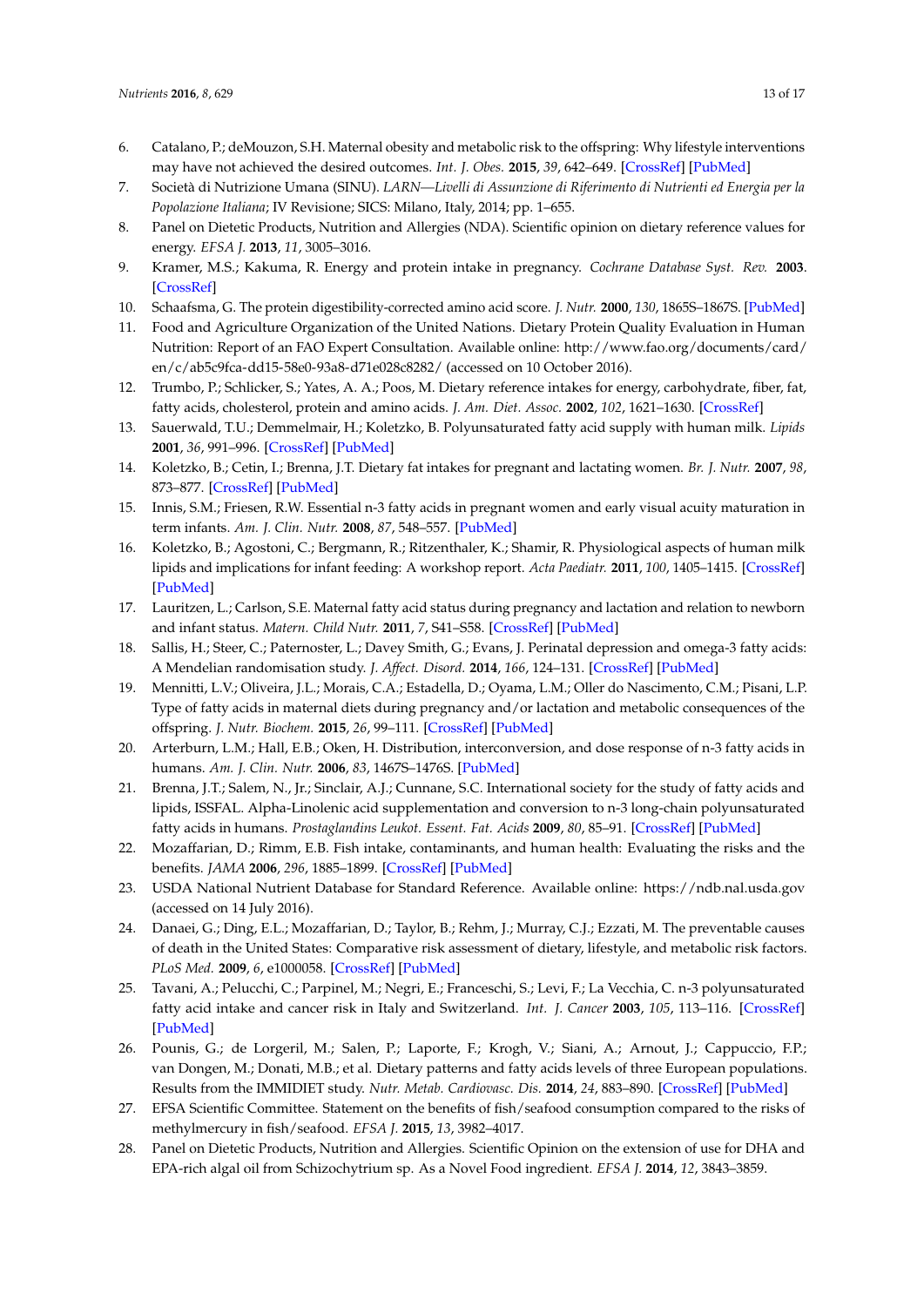6. Catalano, P.; deMouzon, S.H. Maternal obesity and metabolic risk to the offspring: Why lifestyle interventions may have not achieved the desired outcomes. *Int. J. Obes.* **2015**, *39*, 642–649. [CrossRef] [PubMed]
7. Società di Nutrizione Umana (SINU). *LARN—Livelli di Assunzione di Riferimento di Nutrienti ed Energia per la Popolazione Italiana*; IV Revisione; SICS: Milano, Italy, 2014; pp. 1–655.
8. Panel on Dietetic Products, Nutrition and Allergies (NDA). Scientific opinion on dietary reference values for energy. *EFSA J.* **2013**, *11*, 3005–3016.
9. Kramer, M.S.; Kakuma, R. Energy and protein intake in pregnancy. *Cochrane Database Syst. Rev.* **2003**. [CrossRef]
10. Schaafsma, G. The protein digestibility-corrected amino acid score. *J. Nutr.* **2000**, *130*, 1865S–1867S. [PubMed]
11. Food and Agriculture Organization of the United Nations. Dietary Protein Quality Evaluation in Human Nutrition: Report of an FAO Expert Consultation. Available online: http://www.fao.org/documents/card/en/c/ab5c9fca-dd15-58e0-93a8-d71e028c8282/ (accessed on 10 October 2016).
12. Trumbo, P.; Schlicker, S.; Yates, A. A.; Poos, M. Dietary reference intakes for energy, carbohydrate, fiber, fat, fatty acids, cholesterol, protein and amino acids. *J. Am. Diet. Assoc.* **2002**, *102*, 1621–1630. [CrossRef]
13. Sauerwald, T.U.; Demmelmair, H.; Koletzko, B. Polyunsaturated fatty acid supply with human milk. *Lipids* **2001**, *36*, 991–996. [CrossRef] [PubMed]
14. Koletzko, B.; Cetin, I.; Brenna, J.T. Dietary fat intakes for pregnant and lactating women. *Br. J. Nutr.* **2007**, *98*, 873–877. [CrossRef] [PubMed]
15. Innis, S.M.; Friesen, R.W. Essential n-3 fatty acids in pregnant women and early visual acuity maturation in term infants. *Am. J. Clin. Nutr.* **2008**, *87*, 548–557. [PubMed]
16. Koletzko, B.; Agostoni, C.; Bergmann, R.; Ritzenthaler, K.; Shamir, R. Physiological aspects of human milk lipids and implications for infant feeding: A workshop report. *Acta Paediatr.* **2011**, *100*, 1405–1415. [CrossRef] [PubMed]
17. Lauritzen, L.; Carlson, S.E. Maternal fatty acid status during pregnancy and lactation and relation to newborn and infant status. *Matern. Child Nutr.* **2011**, *7*, S41–S58. [CrossRef] [PubMed]
18. Sallis, H.; Steer, C.; Paternoster, L.; Davey Smith, G.; Evans, J. Perinatal depression and omega-3 fatty acids: A Mendelian randomisation study. *J. Affect. Disord.* **2014**, *166*, 124–131. [CrossRef] [PubMed]
19. Mennitti, L.V.; Oliveira, J.L.; Morais, C.A.; Estadella, D.; Oyama, L.M.; Oller do Nascimento, C.M.; Pisani, L.P. Type of fatty acids in maternal diets during pregnancy and/or lactation and metabolic consequences of the offspring. *J. Nutr. Biochem.* **2015**, *26*, 99–111. [CrossRef] [PubMed]
20. Arterburn, L.M.; Hall, E.B.; Oken, H. Distribution, interconversion, and dose response of n-3 fatty acids in humans. *Am. J. Clin. Nutr.* **2006**, *83*, 1467S–1476S. [PubMed]
21. Brenna, J.T.; Salem, N., Jr.; Sinclair, A.J.; Cunnane, S.C. International society for the study of fatty acids and lipids, ISSFAL. Alpha-Linolenic acid supplementation and conversion to n-3 long-chain polyunsaturated fatty acids in humans. *Prostaglandins Leukot. Essent. Fat. Acids* **2009**, *80*, 85–91. [CrossRef] [PubMed]
22. Mozaffarian, D.; Rimm, E.B. Fish intake, contaminants, and human health: Evaluating the risks and the benefits. *JAMA* **2006**, *296*, 1885–1899. [CrossRef] [PubMed]
23. USDA National Nutrient Database for Standard Reference. Available online: https://ndb.nal.usda.gov (accessed on 14 July 2016).
24. Danaei, G.; Ding, E.L.; Mozaffarian, D.; Taylor, B.; Rehm, J.; Murray, C.J.; Ezzati, M. The preventable causes of death in the United States: Comparative risk assessment of dietary, lifestyle, and metabolic risk factors. *PLoS Med.* **2009**, *6*, e1000058. [CrossRef] [PubMed]
25. Tavani, A.; Pelucchi, C.; Parpinel, M.; Negri, E.; Franceschi, S.; Levi, F.; La Vecchia, C. n-3 polyunsaturated fatty acid intake and cancer risk in Italy and Switzerland. *Int. J. Cancer* **2003**, *105*, 113–116. [CrossRef] [PubMed]
26. Pounis, G.; de Lorgeril, M.; Salen, P.; Laporte, F.; Krogh, V.; Siani, A.; Arnout, J.; Cappuccio, F.P.; van Dongen, M.; Donati, M.B.; et al. Dietary patterns and fatty acids levels of three European populations. Results from the IMMIDIET study. *Nutr. Metab. Cardiovasc. Dis.* **2014**, *24*, 883–890. [CrossRef] [PubMed]
27. EFSA Scientific Committee. Statement on the benefits of fish/seafood consumption compared to the risks of methylmercury in fish/seafood. *EFSA J.* **2015**, *13*, 3982–4017.
28. Panel on Dietetic Products, Nutrition and Allergies. Scientific Opinion on the extension of use for DHA and EPA-rich algal oil from Schizochytrium sp. As a Novel Food ingredient. *EFSA J.* **2014**, *12*, 3843–3859.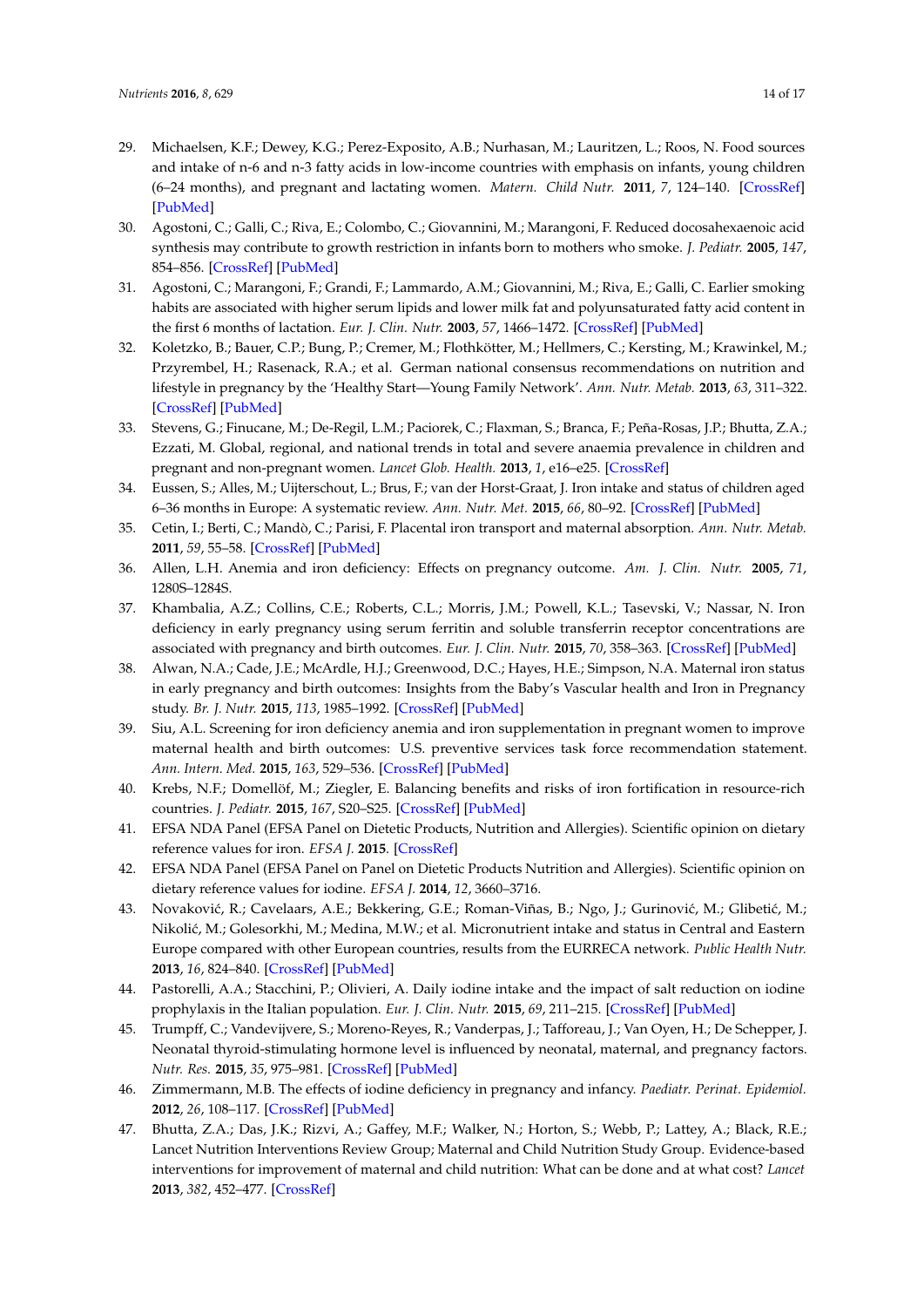29. Michaelsen, K.F.; Dewey, K.G.; Perez-Exposito, A.B.; Nurhasan, M.; Lauritzen, L.; Roos, N. Food sources and intake of n-6 and n-3 fatty acids in low-income countries with emphasis on infants, young children (6–24 months), and pregnant and lactating women. *Matern. Child Nutr.* **2011**, *7*, 124–140. [CrossRef] [PubMed]
30. Agostoni, C.; Galli, C.; Riva, E.; Colombo, C.; Giovannini, M.; Marangoni, F. Reduced docosahexaenoic acid synthesis may contribute to growth restriction in infants born to mothers who smoke. *J. Pediatr.* **2005**, *147*, 854–856. [CrossRef] [PubMed]
31. Agostoni, C.; Marangoni, F.; Grandi, F.; Lammardo, A.M.; Giovannini, M.; Riva, E.; Galli, C. Earlier smoking habits are associated with higher serum lipids and lower milk fat and polyunsaturated fatty acid content in the first 6 months of lactation. *Eur. J. Clin. Nutr.* **2003**, *57*, 1466–1472. [CrossRef] [PubMed]
32. Koletzko, B.; Bauer, C.P.; Bung, P.; Cremer, M.; Flothkötter, M.; Hellmers, C.; Kersting, M.; Krawinkel, M.; Przyrembel, H.; Rasenack, R.A.; et al. German national consensus recommendations on nutrition and lifestyle in pregnancy by the 'Healthy Start—Young Family Network'. *Ann. Nutr. Metab.* **2013**, *63*, 311–322. [CrossRef] [PubMed]
33. Stevens, G.; Finucane, M.; De-Regil, L.M.; Paciorek, C.; Flaxman, S.; Branca, F.; Peña-Rosas, J.P.; Bhutta, Z.A.; Ezzati, M. Global, regional, and national trends in total and severe anaemia prevalence in children and pregnant and non-pregnant women. *Lancet Glob. Health.* **2013**, *1*, e16–e25. [CrossRef]
34. Eussen, S.; Alles, M.; Uijterschout, L.; Brus, F.; van der Horst-Graat, J. Iron intake and status of children aged 6–36 months in Europe: A systematic review. *Ann. Nutr. Met.* **2015**, *66*, 80–92. [CrossRef] [PubMed]
35. Cetin, I.; Berti, C.; Mandò, C.; Parisi, F. Placental iron transport and maternal absorption. *Ann. Nutr. Metab.* **2011**, *59*, 55–58. [CrossRef] [PubMed]
36. Allen, L.H. Anemia and iron deficiency: Effects on pregnancy outcome. *Am. J. Clin. Nutr.* **2005**, *71*, 1280S–1284S.
37. Khambalia, A.Z.; Collins, C.E.; Roberts, C.L.; Morris, J.M.; Powell, K.L.; Tasevski, V.; Nassar, N. Iron deficiency in early pregnancy using serum ferritin and soluble transferrin receptor concentrations are associated with pregnancy and birth outcomes. *Eur. J. Clin. Nutr.* **2015**, *70*, 358–363. [CrossRef] [PubMed]
38. Alwan, N.A.; Cade, J.E.; McArdle, H.J.; Greenwood, D.C.; Hayes, H.E.; Simpson, N.A. Maternal iron status in early pregnancy and birth outcomes: Insights from the Baby's Vascular health and Iron in Pregnancy study. *Br. J. Nutr.* **2015**, *113*, 1985–1992. [CrossRef] [PubMed]
39. Siu, A.L. Screening for iron deficiency anemia and iron supplementation in pregnant women to improve maternal health and birth outcomes: U.S. preventive services task force recommendation statement. *Ann. Intern. Med.* **2015**, *163*, 529–536. [CrossRef] [PubMed]
40. Krebs, N.F.; Domellöf, M.; Ziegler, E. Balancing benefits and risks of iron fortification in resource-rich countries. *J. Pediatr.* **2015**, *167*, S20–S25. [CrossRef] [PubMed]
41. EFSA NDA Panel (EFSA Panel on Dietetic Products, Nutrition and Allergies). Scientific opinion on dietary reference values for iron. *EFSA J.* **2015**. [CrossRef]
42. EFSA NDA Panel (EFSA Panel on Panel on Dietetic Products Nutrition and Allergies). Scientific opinion on dietary reference values for iodine. *EFSA J.* **2014**, *12*, 3660–3716.
43. Novaković, R.; Cavelaars, A.E.; Bekkering, G.E.; Roman-Viñas, B.; Ngo, J.; Gurinović, M.; Glibetić, M.; Nikolić, M.; Golesorkhi, M.; Medina, M.W.; et al. Micronutrient intake and status in Central and Eastern Europe compared with other European countries, results from the EURRECA network. *Public Health Nutr.* **2013**, *16*, 824–840. [CrossRef] [PubMed]
44. Pastorelli, A.A.; Stacchini, P.; Olivieri, A. Daily iodine intake and the impact of salt reduction on iodine prophylaxis in the Italian population. *Eur. J. Clin. Nutr.* **2015**, *69*, 211–215. [CrossRef] [PubMed]
45. Trumpff, C.; Vandevijvere, S.; Moreno-Reyes, R.; Vanderpas, J.; Tafforeau, J.; Van Oyen, H.; De Schepper, J. Neonatal thyroid-stimulating hormone level is influenced by neonatal, maternal, and pregnancy factors. *Nutr. Res.* **2015**, *35*, 975–981. [CrossRef] [PubMed]
46. Zimmermann, M.B. The effects of iodine deficiency in pregnancy and infancy. *Paediatr. Perinat. Epidemiol.* **2012**, *26*, 108–117. [CrossRef] [PubMed]
47. Bhutta, Z.A.; Das, J.K.; Rizvi, A.; Gaffey, M.F.; Walker, N.; Horton, S.; Webb, P.; Lattey, A.; Black, R.E.; Lancet Nutrition Interventions Review Group; Maternal and Child Nutrition Study Group. Evidence-based interventions for improvement of maternal and child nutrition: What can be done and at what cost? *Lancet* **2013**, *382*, 452–477. [CrossRef]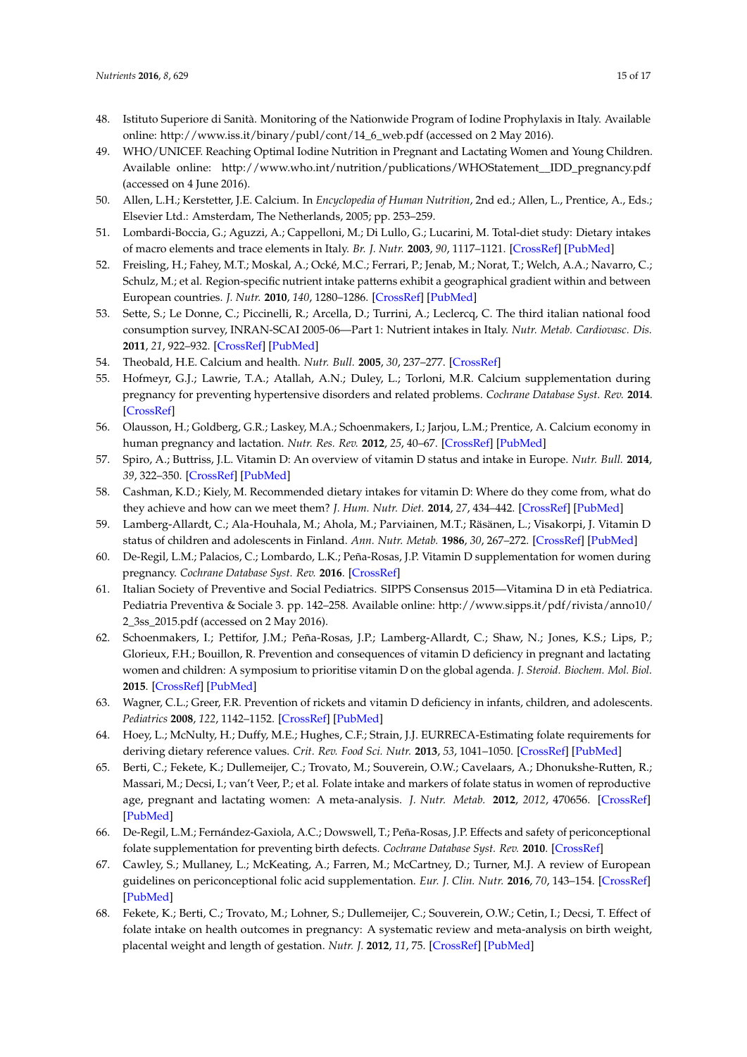48. Istituto Superiore di Sanità. Monitoring of the Nationwide Program of Iodine Prophylaxis in Italy. Available online: http://www.iss.it/binary/publ/cont/14_6_web.pdf (accessed on 2 May 2016).
49. WHO/UNICEF. Reaching Optimal Iodine Nutrition in Pregnant and Lactating Women and Young Children. Available online: http://www.who.int/nutrition/publications/WHOStatement__IDD_pregnancy.pdf (accessed on 4 June 2016).
50. Allen, L.H.; Kerstetter, J.E. Calcium. In *Encyclopedia of Human Nutrition*, 2nd ed.; Allen, L., Prentice, A., Eds.; Elsevier Ltd.: Amsterdam, The Netherlands, 2005; pp. 253–259.
51. Lombardi-Boccia, G.; Aguzzi, A.; Cappelloni, M.; Di Lullo, G.; Lucarini, M. Total-diet study: Dietary intakes of macro elements and trace elements in Italy. *Br. J. Nutr.* **2003**, *90*, 1117–1121. [CrossRef] [PubMed]
52. Freisling, H.; Fahey, M.T.; Moskal, A.; Ocké, M.C.; Ferrari, P.; Jenab, M.; Norat, T.; Welch, A.A.; Navarro, C.; Schulz, M.; et al. Region-specific nutrient intake patterns exhibit a geographical gradient within and between European countries. *J. Nutr.* **2010**, *140*, 1280–1286. [CrossRef] [PubMed]
53. Sette, S.; Le Donne, C.; Piccinelli, R.; Arcella, D.; Turrini, A.; Leclercq, C. The third italian national food consumption survey, INRAN-SCAI 2005-06—Part 1: Nutrient intakes in Italy. *Nutr. Metab. Cardiovasc. Dis.* **2011**, *21*, 922–932. [CrossRef] [PubMed]
54. Theobald, H.E. Calcium and health. *Nutr. Bull.* **2005**, *30*, 237–277. [CrossRef]
55. Hofmeyr, G.J.; Lawrie, T.A.; Atallah, A.N.; Duley, L.; Torloni, M.R. Calcium supplementation during pregnancy for preventing hypertensive disorders and related problems. *Cochrane Database Syst. Rev.* **2014**. [CrossRef]
56. Olausson, H.; Goldberg, G.R.; Laskey, M.A.; Schoenmakers, I.; Jarjou, L.M.; Prentice, A. Calcium economy in human pregnancy and lactation. *Nutr. Res. Rev.* **2012**, *25*, 40–67. [CrossRef] [PubMed]
57. Spiro, A.; Buttriss, J.L. Vitamin D: An overview of vitamin D status and intake in Europe. *Nutr. Bull.* **2014**, *39*, 322–350. [CrossRef] [PubMed]
58. Cashman, K.D.; Kiely, M. Recommended dietary intakes for vitamin D: Where do they come from, what do they achieve and how can we meet them? *J. Hum. Nutr. Diet.* **2014**, *27*, 434–442. [CrossRef] [PubMed]
59. Lamberg-Allardt, C.; Ala-Houhala, M.; Ahola, M.; Parviainen, M.T.; Räsänen, L.; Visakorpi, J. Vitamin D status of children and adolescents in Finland. *Ann. Nutr. Metab.* **1986**, *30*, 267–272. [CrossRef] [PubMed]
60. De-Regil, L.M.; Palacios, C.; Lombardo, L.K.; Peña-Rosas, J.P. Vitamin D supplementation for women during pregnancy. *Cochrane Database Syst. Rev.* **2016**. [CrossRef]
61. Italian Society of Preventive and Social Pediatrics. SIPPS Consensus 2015—Vitamina D in età Pediatrica. Pediatria Preventiva & Sociale 3. pp. 142–258. Available online: http://www.sipps.it/pdf/rivista/anno10/2_3ss_2015.pdf (accessed on 2 May 2016).
62. Schoenmakers, I.; Pettifor, J.M.; Peña-Rosas, J.P.; Lamberg-Allardt, C.; Shaw, N.; Jones, K.S.; Lips, P.; Glorieux, F.H.; Bouillon, R. Prevention and consequences of vitamin D deficiency in pregnant and lactating women and children: A symposium to prioritise vitamin D on the global agenda. *J. Steroid. Biochem. Mol. Biol.* **2015**. [CrossRef] [PubMed]
63. Wagner, C.L.; Greer, F.R. Prevention of rickets and vitamin D deficiency in infants, children, and adolescents. *Pediatrics* **2008**, *122*, 1142–1152. [CrossRef] [PubMed]
64. Hoey, L.; McNulty, H.; Duffy, M.E.; Hughes, C.F.; Strain, J.J. EURRECA-Estimating folate requirements for deriving dietary reference values. *Crit. Rev. Food Sci. Nutr.* **2013**, *53*, 1041–1050. [CrossRef] [PubMed]
65. Berti, C.; Fekete, K.; Dullemeijer, C.; Trovato, M.; Souverein, O.W.; Cavelaars, A.; Dhonukshe-Rutten, R.; Massari, M.; Decsi, I.; van't Veer, P.; et al. Folate intake and markers of folate status in women of reproductive age, pregnant and lactating women: A meta-analysis. *J. Nutr. Metab.* **2012**, *2012*, 470656. [CrossRef] [PubMed]
66. De-Regil, L.M.; Fernández-Gaxiola, A.C.; Dowswell, T.; Peña-Rosas, J.P. Effects and safety of periconceptional folate supplementation for preventing birth defects. *Cochrane Database Syst. Rev.* **2010**. [CrossRef]
67. Cawley, S.; Mullaney, L.; McKeating, A.; Farren, M.; McCartney, D.; Turner, M.J. A review of European guidelines on periconceptional folic acid supplementation. *Eur. J. Clin. Nutr.* **2016**, *70*, 143–154. [CrossRef] [PubMed]
68. Fekete, K.; Berti, C.; Trovato, M.; Lohner, S.; Dullemeijer, C.; Souverein, O.W.; Cetin, I.; Decsi, T. Effect of folate intake on health outcomes in pregnancy: A systematic review and meta-analysis on birth weight, placental weight and length of gestation. *Nutr. J.* **2012**, *11*, 75. [CrossRef] [PubMed]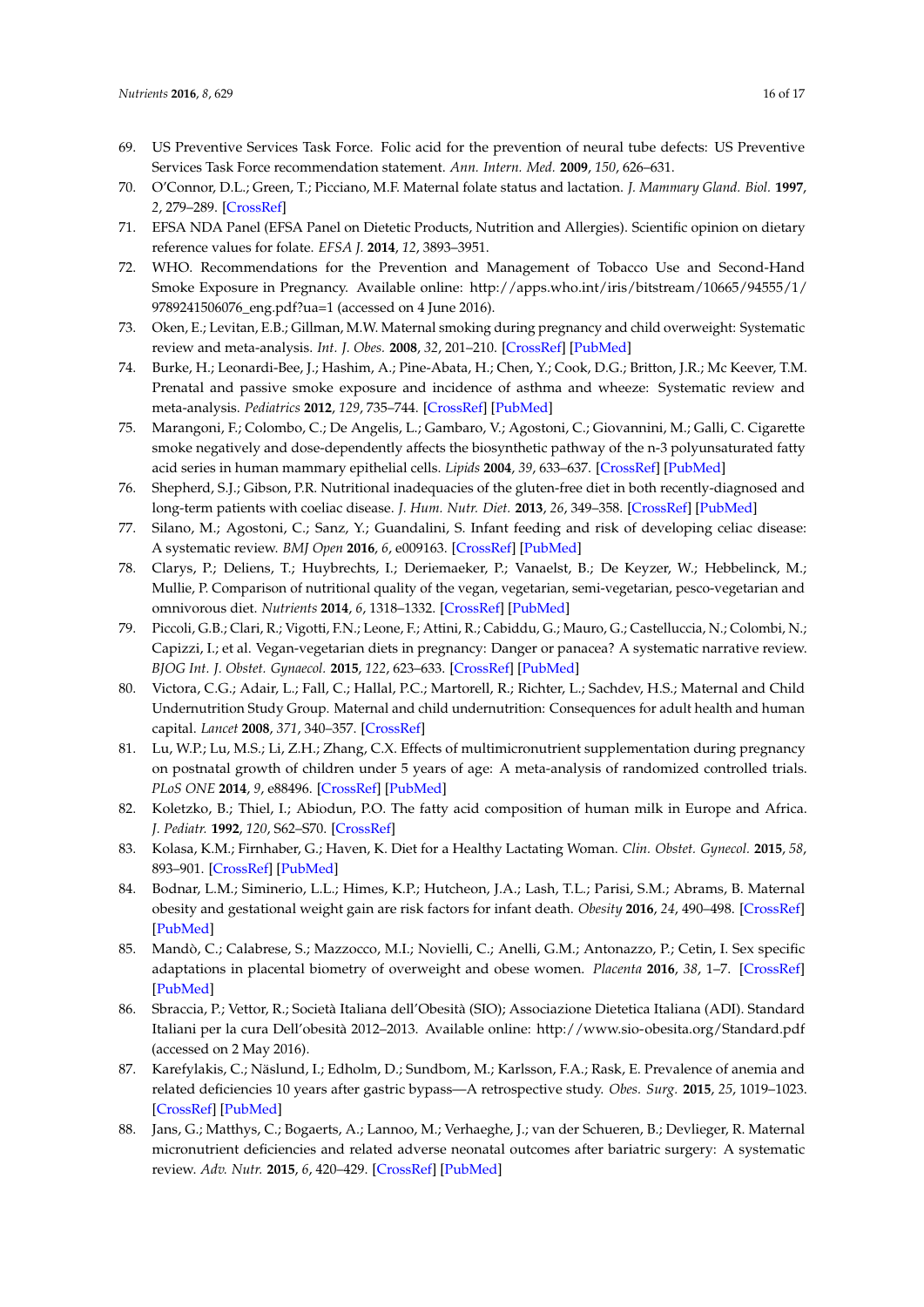69. US Preventive Services Task Force. Folic acid for the prevention of neural tube defects: US Preventive Services Task Force recommendation statement. *Ann. Intern. Med.* **2009**, *150*, 626–631.
70. O'Connor, D.L.; Green, T.; Picciano, M.F. Maternal folate status and lactation. *J. Mammary Gland. Biol.* **1997**, *2*, 279–289. [CrossRef]
71. EFSA NDA Panel (EFSA Panel on Dietetic Products, Nutrition and Allergies). Scientific opinion on dietary reference values for folate. *EFSA J.* **2014**, *12*, 3893–3951.
72. WHO. Recommendations for the Prevention and Management of Tobacco Use and Second-Hand Smoke Exposure in Pregnancy. Available online: http://apps.who.int/iris/bitstream/10665/94555/1/9789241506076_eng.pdf?ua=1 (accessed on 4 June 2016).
73. Oken, E.; Levitan, E.B.; Gillman, M.W. Maternal smoking during pregnancy and child overweight: Systematic review and meta-analysis. *Int. J. Obes.* **2008**, *32*, 201–210. [CrossRef] [PubMed]
74. Burke, H.; Leonardi-Bee, J.; Hashim, A.; Pine-Abata, H.; Chen, Y.; Cook, D.G.; Britton, J.R.; Mc Keever, T.M. Prenatal and passive smoke exposure and incidence of asthma and wheeze: Systematic review and meta-analysis. *Pediatrics* **2012**, *129*, 735–744. [CrossRef] [PubMed]
75. Marangoni, F.; Colombo, C.; De Angelis, L.; Gambaro, V.; Agostoni, C.; Giovannini, M.; Galli, C. Cigarette smoke negatively and dose-dependently affects the biosynthetic pathway of the n-3 polyunsaturated fatty acid series in human mammary epithelial cells. *Lipids* **2004**, *39*, 633–637. [CrossRef] [PubMed]
76. Shepherd, S.J.; Gibson, P.R. Nutritional inadequacies of the gluten-free diet in both recently-diagnosed and long-term patients with coeliac disease. *J. Hum. Nutr. Diet.* **2013**, *26*, 349–358. [CrossRef] [PubMed]
77. Silano, M.; Agostoni, C.; Sanz, Y.; Guandalini, S. Infant feeding and risk of developing celiac disease: A systematic review. *BMJ Open* **2016**, *6*, e009163. [CrossRef] [PubMed]
78. Clarys, P.; Deliens, T.; Huybrechts, I.; Deriemaeker, P.; Vanaelst, B.; De Keyzer, W.; Hebbelinck, M.; Mullie, P. Comparison of nutritional quality of the vegan, vegetarian, semi-vegetarian, pesco-vegetarian and omnivorous diet. *Nutrients* **2014**, *6*, 1318–1332. [CrossRef] [PubMed]
79. Piccoli, G.B.; Clari, R.; Vigotti, F.N.; Leone, F.; Attini, R.; Cabiddu, G.; Mauro, G.; Castelluccia, N.; Colombi, N.; Capizzi, I.; et al. Vegan-vegetarian diets in pregnancy: Danger or panacea? A systematic narrative review. *BJOG Int. J. Obstet. Gynaecol.* **2015**, *122*, 623–633. [CrossRef] [PubMed]
80. Victora, C.G.; Adair, L.; Fall, C.; Hallal, P.C.; Martorell, R.; Richter, L.; Sachdev, H.S.; Maternal and Child Undernutrition Study Group. Maternal and child undernutrition: Consequences for adult health and human capital. *Lancet* **2008**, *371*, 340–357. [CrossRef]
81. Lu, W.P.; Lu, M.S.; Li, Z.H.; Zhang, C.X. Effects of multimicronutrient supplementation during pregnancy on postnatal growth of children under 5 years of age: A meta-analysis of randomized controlled trials. *PLoS ONE* **2014**, *9*, e88496. [CrossRef] [PubMed]
82. Koletzko, B.; Thiel, I.; Abiodun, P.O. The fatty acid composition of human milk in Europe and Africa. *J. Pediatr.* **1992**, *120*, S62–S70. [CrossRef]
83. Kolasa, K.M.; Firnhaber, G.; Haven, K. Diet for a Healthy Lactating Woman. *Clin. Obstet. Gynecol.* **2015**, *58*, 893–901. [CrossRef] [PubMed]
84. Bodnar, L.M.; Siminerio, L.L.; Himes, K.P.; Hutcheon, J.A.; Lash, T.L.; Parisi, S.M.; Abrams, B. Maternal obesity and gestational weight gain are risk factors for infant death. *Obesity* **2016**, *24*, 490–498. [CrossRef] [PubMed]
85. Mandò, C.; Calabrese, S.; Mazzocco, M.I.; Novielli, C.; Anelli, G.M.; Antonazzo, P.; Cetin, I. Sex specific adaptations in placental biometry of overweight and obese women. *Placenta* **2016**, *38*, 1–7. [CrossRef] [PubMed]
86. Sbraccia, P.; Vettor, R.; Società Italiana dell'Obesità (SIO); Associazione Dietetica Italiana (ADI). Standard Italiani per la cura Dell'obesità 2012–2013. Available online: http://www.sio-obesita.org/Standard.pdf (accessed on 2 May 2016).
87. Karefylakis, C.; Näslund, I.; Edholm, D.; Sundbom, M.; Karlsson, F.A.; Rask, E. Prevalence of anemia and related deficiencies 10 years after gastric bypass—A retrospective study. *Obes. Surg.* **2015**, *25*, 1019–1023. [CrossRef] [PubMed]
88. Jans, G.; Matthys, C.; Bogaerts, A.; Lannoo, M.; Verhaeghe, J.; van der Schueren, B.; Devlieger, R. Maternal micronutrient deficiencies and related adverse neonatal outcomes after bariatric surgery: A systematic review. *Adv. Nutr.* **2015**, *6*, 420–429. [CrossRef] [PubMed]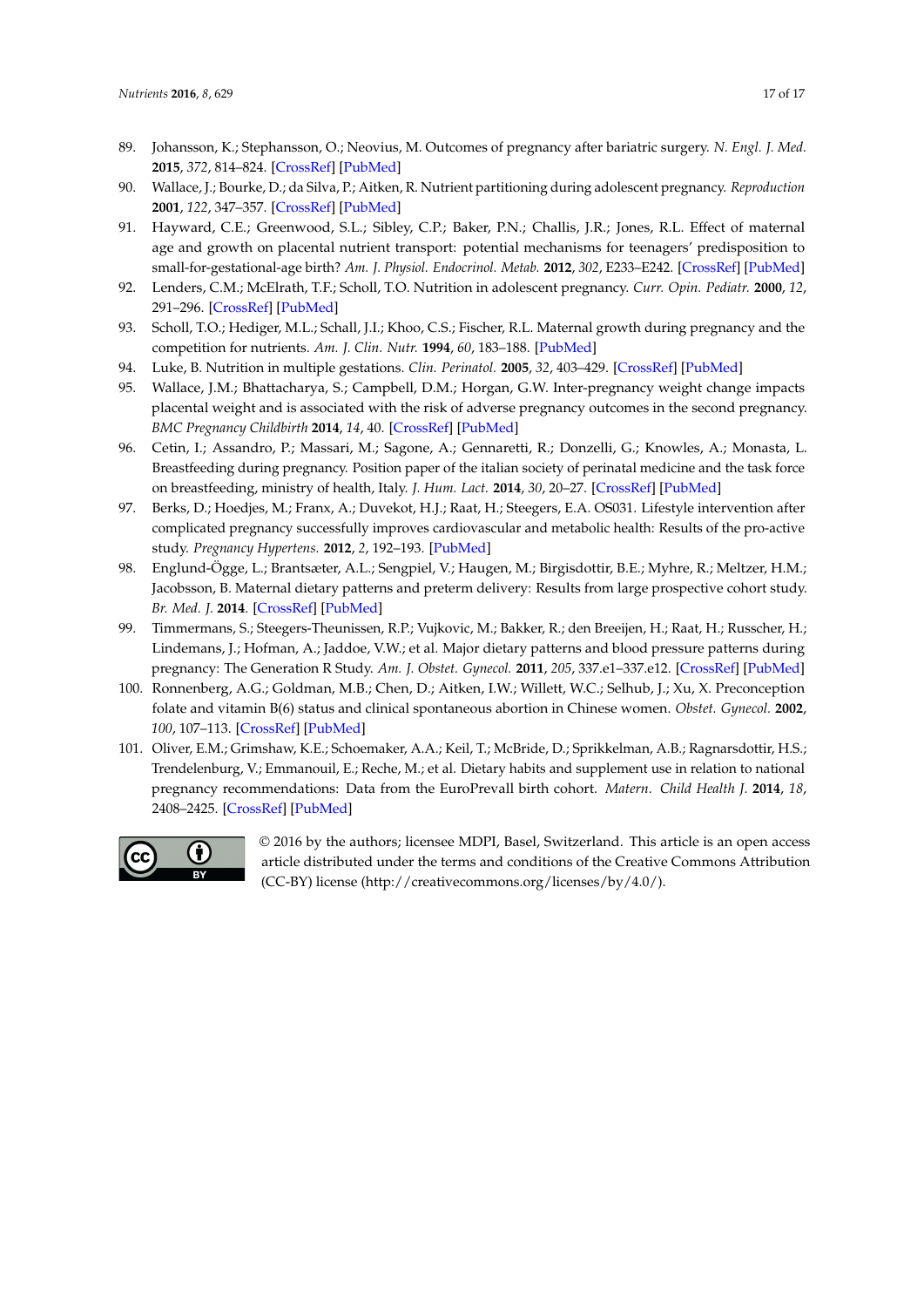89. Johansson, K.; Stephansson, O.; Neovius, M. Outcomes of pregnancy after bariatric surgery. *N. Engl. J. Med.* **2015**, *372*, 814–824. [CrossRef] [PubMed]
90. Wallace, J.; Bourke, D.; da Silva, P.; Aitken, R. Nutrient partitioning during adolescent pregnancy. *Reproduction* **2001**, *122*, 347–357. [CrossRef] [PubMed]
91. Hayward, C.E.; Greenwood, S.L.; Sibley, C.P.; Baker, P.N.; Challis, J.R.; Jones, R.L. Effect of maternal age and growth on placental nutrient transport: potential mechanisms for teenagers' predisposition to small-for-gestational-age birth? *Am. J. Physiol. Endocrinol. Metab.* **2012**, *302*, E233–E242. [CrossRef] [PubMed]
92. Lenders, C.M.; McElrath, T.F.; Scholl, T.O. Nutrition in adolescent pregnancy. *Curr. Opin. Pediatr.* **2000**, *12*, 291–296. [CrossRef] [PubMed]
93. Scholl, T.O.; Hediger, M.L.; Schall, J.I.; Khoo, C.S.; Fischer, R.L. Maternal growth during pregnancy and the competition for nutrients. *Am. J. Clin. Nutr.* **1994**, *60*, 183–188. [PubMed]
94. Luke, B. Nutrition in multiple gestations. *Clin. Perinatol.* **2005**, *32*, 403–429. [CrossRef] [PubMed]
95. Wallace, J.M.; Bhattacharya, S.; Campbell, D.M.; Horgan, G.W. Inter-pregnancy weight change impacts placental weight and is associated with the risk of adverse pregnancy outcomes in the second pregnancy. *BMC Pregnancy Childbirth* **2014**, *14*, 40. [CrossRef] [PubMed]
96. Cetin, I.; Assandro, P.; Massari, M.; Sagone, A.; Gennaretti, R.; Donzelli, G.; Knowles, A.; Monasta, L. Breastfeeding during pregnancy. Position paper of the italian society of perinatal medicine and the task force on breastfeeding, ministry of health, Italy. *J. Hum. Lact.* **2014**, *30*, 20–27. [CrossRef] [PubMed]
97. Berks, D.; Hoedjes, M.; Franx, A.; Duvekot, H.J.; Raat, H.; Steegers, E.A. OS031. Lifestyle intervention after complicated pregnancy successfully improves cardiovascular and metabolic health: Results of the pro-active study. *Pregnancy Hypertens.* **2012**, *2*, 192–193. [PubMed]
98. Englund-Ögge, L.; Brantsæter, A.L.; Sengpiel, V.; Haugen, M.; Birgisdottir, B.E.; Myhre, R.; Meltzer, H.M.; Jacobsson, B. Maternal dietary patterns and preterm delivery: Results from large prospective cohort study. *Br. Med. J.* **2014**. [CrossRef] [PubMed]
99. Timmermans, S.; Steegers-Theunissen, R.P.; Vujkovic, M.; Bakker, R.; den Breeijen, H.; Raat, H.; Russcher, H.; Lindemans, J.; Hofman, A.; Jaddoe, V.W.; et al. Major dietary patterns and blood pressure patterns during pregnancy: The Generation R Study. *Am. J. Obstet. Gynecol.* **2011**, *205*, 337.e1–337.e12. [CrossRef] [PubMed]
100. Ronnenberg, A.G.; Goldman, M.B.; Chen, D.; Aitken, I.W.; Willett, W.C.; Selhub, J.; Xu, X. Preconception folate and vitamin B(6) status and clinical spontaneous abortion in Chinese women. *Obstet. Gynecol.* **2002**, *100*, 107–113. [CrossRef] [PubMed]
101. Oliver, E.M.; Grimshaw, K.E.; Schoemaker, A.A.; Keil, T.; McBride, D.; Sprikkelman, A.B.; Ragnarsdottir, H.S.; Trendelenburg, V.; Emmanouil, E.; Reche, M.; et al. Dietary habits and supplement use in relation to national pregnancy recommendations: Data from the EuroPrevall birth cohort. *Matern. Child Health J.* **2014**, *18*, 2408–2425. [CrossRef] [PubMed]

© 2016 by the authors; licensee MDPI, Basel, Switzerland. This article is an open access article distributed under the terms and conditions of the Creative Commons Attribution (CC-BY) license (http://creativecommons.org/licenses/by/4.0/).